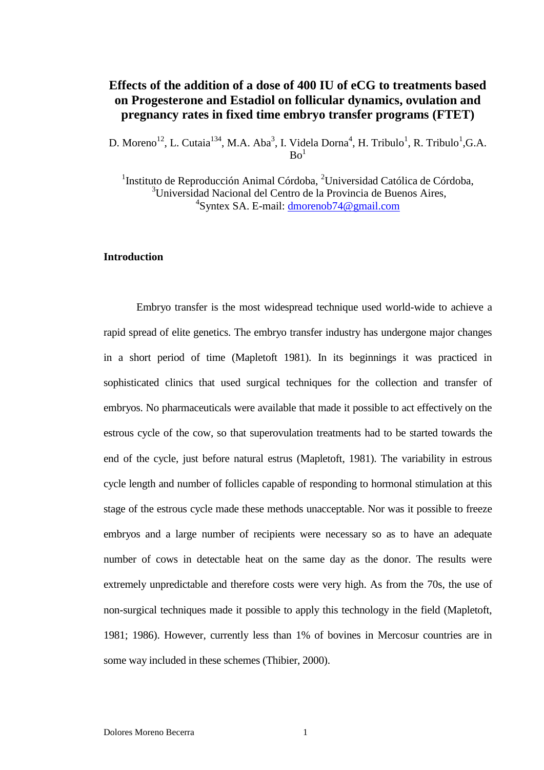# Effects of the addition of a dose of 400 IU of eCG to treatments based on Progesterone and Estadiol on follicular dynamics, ovulation and pregnancy rates in fixed time embryo transfer programs (FTET)

D. Moreno[1,2], L. Cutaia[1,3,4], M.A. Aba[3], I. Videla Dorna[4], H. Tribulo[1], R. Tribulo[1], G.A. Bo[1]

[1]Instituto de Reproducción Animal Córdoba, [2]Universidad Católica de Córdoba, [3]Universidad Nacional del Centro de la Provincia de Buenos Aires, [4]Syntex SA. E-mail: dmorenob74@gmail.com

## Introduction

Embryo transfer is the most widespread technique used world-wide to achieve a rapid spread of elite genetics. The embryo transfer industry has undergone major changes in a short period of time (Mapletoft 1981). In its beginnings it was practiced in sophisticated clinics that used surgical techniques for the collection and transfer of embryos. No pharmaceuticals were available that made it possible to act effectively on the estrous cycle of the cow, so that superovulation treatments had to be started towards the end of the cycle, just before natural estrus (Mapletoft, 1981). The variability in estrous cycle length and number of follicles capable of responding to hormonal stimulation at this stage of the estrous cycle made these methods unacceptable. Nor was it possible to freeze embryos and a large number of recipients were necessary so as to have an adequate number of cows in detectable heat on the same day as the donor. The results were extremely unpredictable and therefore costs were very high. As from the 70s, the use of non-surgical techniques made it possible to apply this technology in the field (Mapletoft, 1981; 1986). However, currently less than 1% of bovines in Mercosur countries are in some way included in these schemes (Thibier, 2000).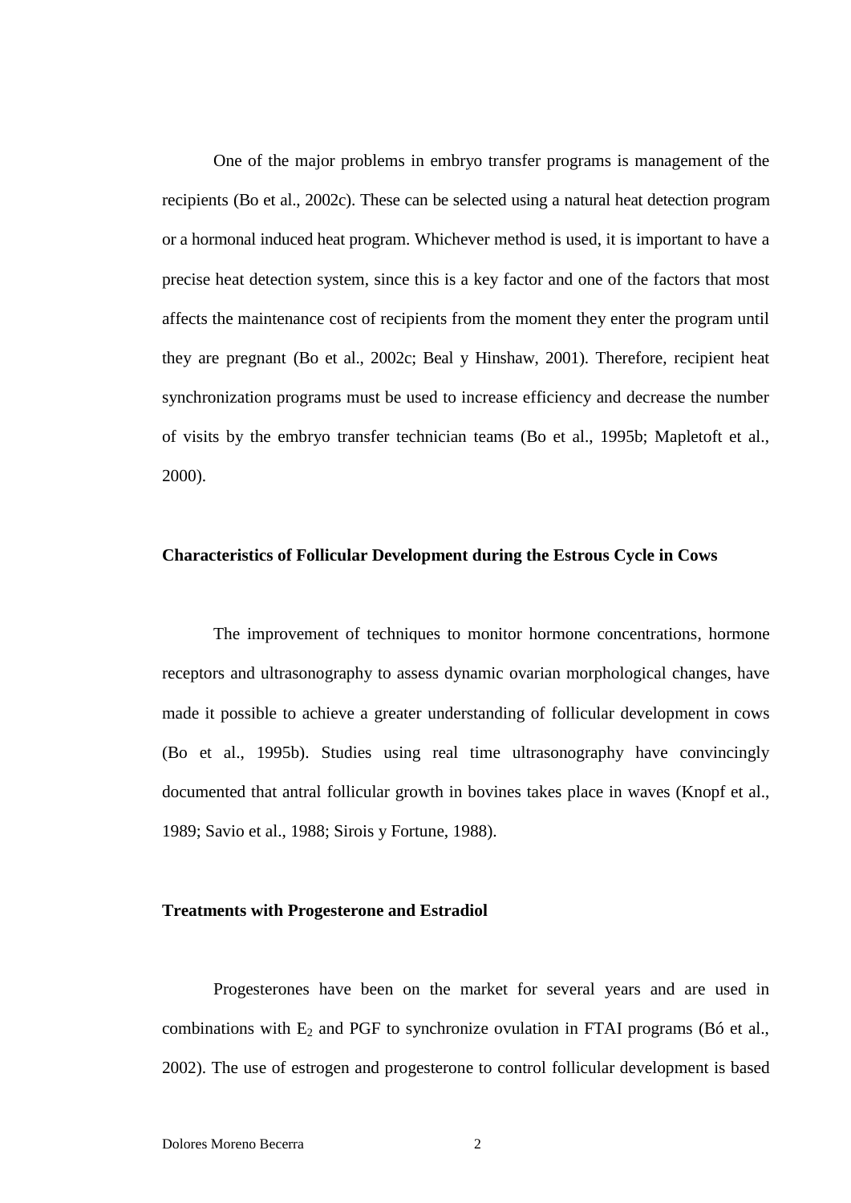One of the major problems in embryo transfer programs is management of the recipients (Bo et al., 2002c). These can be selected using a natural heat detection program or a hormonal induced heat program. Whichever method is used, it is important to have a precise heat detection system, since this is a key factor and one of the factors that most affects the maintenance cost of recipients from the moment they enter the program until they are pregnant (Bo et al., 2002c; Beal y Hinshaw, 2001). Therefore, recipient heat synchronization programs must be used to increase efficiency and decrease the number of visits by the embryo transfer technician teams (Bo et al., 1995b; Mapletoft et al., 2000).

### Characteristics of Follicular Development during the Estrous Cycle in Cows

The improvement of techniques to monitor hormone concentrations, hormone receptors and ultrasonography to assess dynamic ovarian morphological changes, have made it possible to achieve a greater understanding of follicular development in cows (Bo et al., 1995b). Studies using real time ultrasonography have convincingly documented that antral follicular growth in bovines takes place in waves (Knopf et al., 1989; Savio et al., 1988; Sirois y Fortune, 1988).

### Treatments with Progesterone and Estradiol

Progesterones have been on the market for several years and are used in combinations with $E_2$ and PGF to synchronize ovulation in FTAI programs (Bó et al., 2002). The use of estrogen and progesterone to control follicular development is based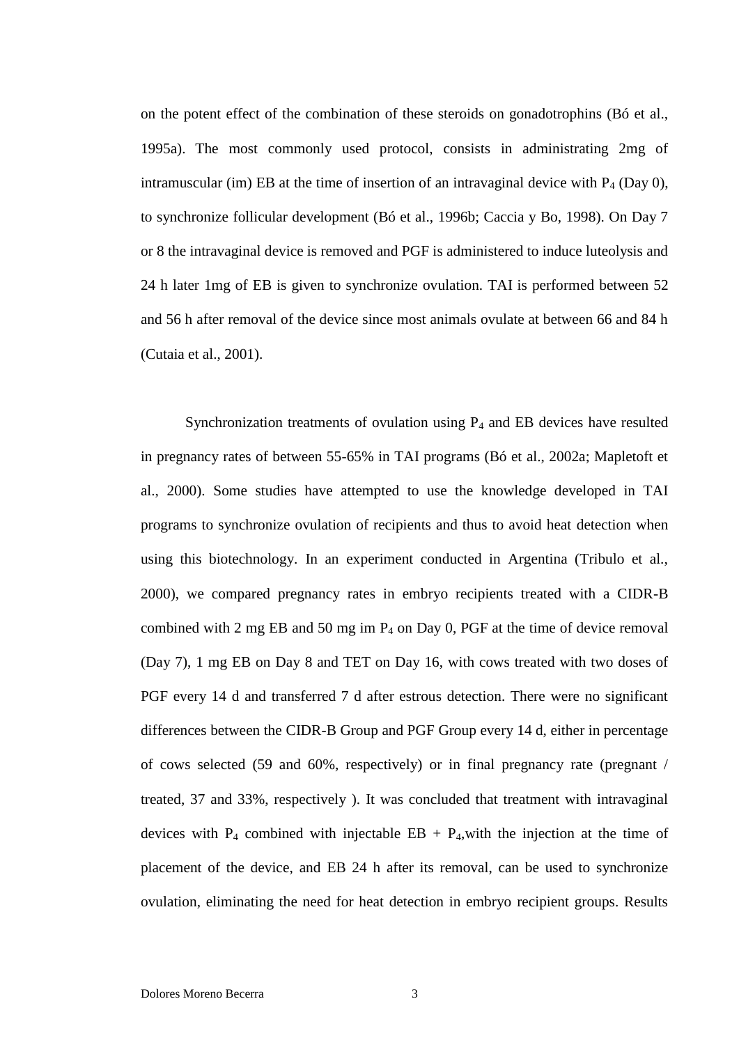on the potent effect of the combination of these steroids on gonadotrophins (Bó et al., 1995a). The most commonly used protocol, consists in administrating 2mg of intramuscular (im) EB at the time of insertion of an intravaginal device with $P_4$ (Day 0), to synchronize follicular development (Bó et al., 1996b; Caccia y Bo, 1998). On Day 7 or 8 the intravaginal device is removed and PGF is administered to induce luteolysis and 24 h later 1mg of EB is given to synchronize ovulation. TAI is performed between 52 and 56 h after removal of the device since most animals ovulate at between 66 and 84 h (Cutaia et al., 2001).

Synchronization treatments of ovulation using $P_4$ and EB devices have resulted in pregnancy rates of between 55-65% in TAI programs (Bó et al., 2002a; Mapletoft et al., 2000). Some studies have attempted to use the knowledge developed in TAI programs to synchronize ovulation of recipients and thus to avoid heat detection when using this biotechnology. In an experiment conducted in Argentina (Tribulo et al., 2000), we compared pregnancy rates in embryo recipients treated with a CIDR-B combined with 2 mg EB and 50 mg im $P_4$ on Day 0, PGF at the time of device removal (Day 7), 1 mg EB on Day 8 and TET on Day 16, with cows treated with two doses of PGF every 14 d and transferred 7 d after estrous detection. There were no significant differences between the CIDR-B Group and PGF Group every 14 d, either in percentage of cows selected (59 and 60%, respectively) or in final pregnancy rate (pregnant / treated, 37 and 33%, respectively ). It was concluded that treatment with intravaginal devices with $P_4$ combined with injectable EB + $P_4$,with the injection at the time of placement of the device, and EB 24 h after its removal, can be used to synchronize ovulation, eliminating the need for heat detection in embryo recipient groups. Results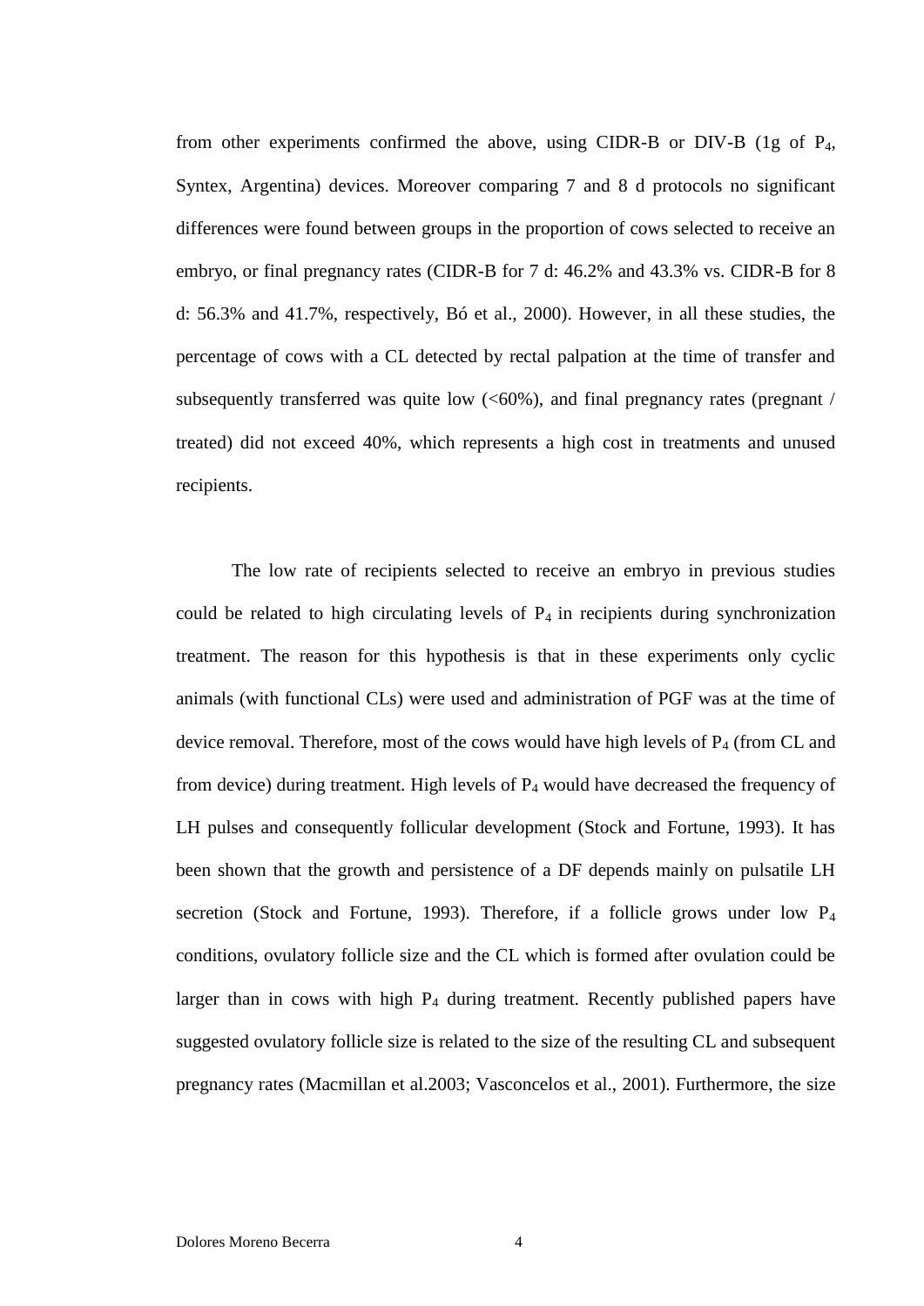from other experiments confirmed the above, using CIDR-B or DIV-B (1g of $P_4$, Syntex, Argentina) devices. Moreover comparing 7 and 8 d protocols no significant differences were found between groups in the proportion of cows selected to receive an embryo, or final pregnancy rates (CIDR-B for 7 d: 46.2% and 43.3% vs. CIDR-B for 8 d: 56.3% and 41.7%, respectively, Bó et al., 2000). However, in all these studies, the percentage of cows with a CL detected by rectal palpation at the time of transfer and subsequently transferred was quite low (<60%), and final pregnancy rates (pregnant / treated) did not exceed 40%, which represents a high cost in treatments and unused recipients.

The low rate of recipients selected to receive an embryo in previous studies could be related to high circulating levels of $P_4$ in recipients during synchronization treatment. The reason for this hypothesis is that in these experiments only cyclic animals (with functional CLs) were used and administration of PGF was at the time of device removal. Therefore, most of the cows would have high levels of $P_4$ (from CL and from device) during treatment. High levels of $P_4$ would have decreased the frequency of LH pulses and consequently follicular development (Stock and Fortune, 1993). It has been shown that the growth and persistence of a DF depends mainly on pulsatile LH secretion (Stock and Fortune, 1993). Therefore, if a follicle grows under low $P_4$ conditions, ovulatory follicle size and the CL which is formed after ovulation could be larger than in cows with high $P_4$ during treatment. Recently published papers have suggested ovulatory follicle size is related to the size of the resulting CL and subsequent pregnancy rates (Macmillan et al.2003; Vasconcelos et al., 2001). Furthermore, the size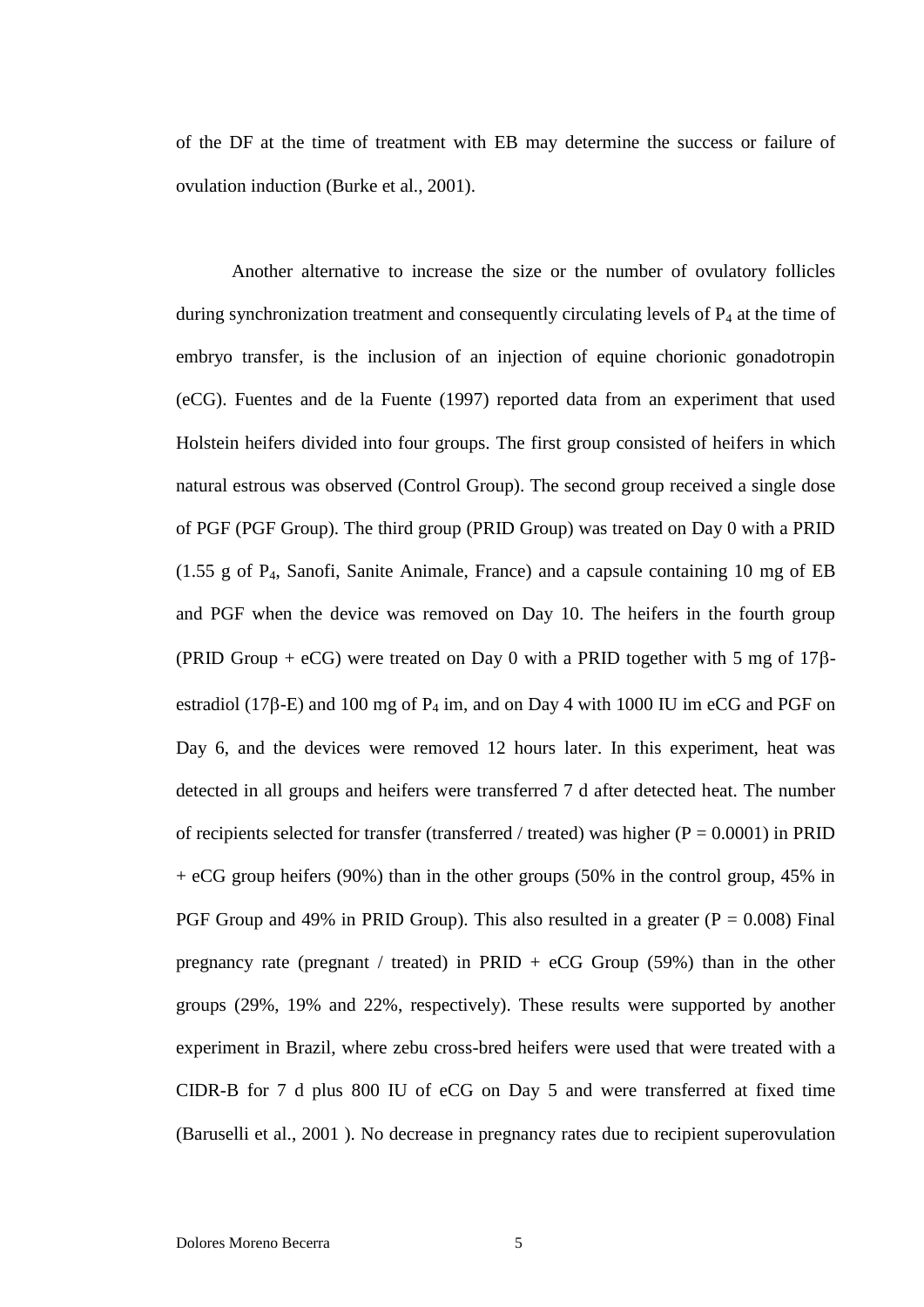of the DF at the time of treatment with EB may determine the success or failure of ovulation induction (Burke et al., 2001).

Another alternative to increase the size or the number of ovulatory follicles during synchronization treatment and consequently circulating levels of $P_4$ at the time of embryo transfer, is the inclusion of an injection of equine chorionic gonadotropin (eCG). Fuentes and de la Fuente (1997) reported data from an experiment that used Holstein heifers divided into four groups. The first group consisted of heifers in which natural estrous was observed (Control Group). The second group received a single dose of PGF (PGF Group). The third group (PRID Group) was treated on Day 0 with a PRID (1.55 g of $P_4$, Sanofi, Sanite Animale, France) and a capsule containing 10 mg of EB and PGF when the device was removed on Day 10. The heifers in the fourth group (PRID Group + eCG) were treated on Day 0 with a PRID together with 5 mg of 17β-estradiol (17β-E) and 100 mg of $P_4$ im, and on Day 4 with 1000 IU im eCG and PGF on Day 6, and the devices were removed 12 hours later. In this experiment, heat was detected in all groups and heifers were transferred 7 d after detected heat. The number of recipients selected for transfer (transferred / treated) was higher ($P = 0.0001$) in PRID + eCG group heifers (90%) than in the other groups (50% in the control group, 45% in PGF Group and 49% in PRID Group). This also resulted in a greater ($P = 0.008$) Final pregnancy rate (pregnant / treated) in PRID + eCG Group (59%) than in the other groups (29%, 19% and 22%, respectively). These results were supported by another experiment in Brazil, where zebu cross-bred heifers were used that were treated with a CIDR-B for 7 d plus 800 IU of eCG on Day 5 and were transferred at fixed time (Baruselli et al., 2001 ). No decrease in pregnancy rates due to recipient superovulation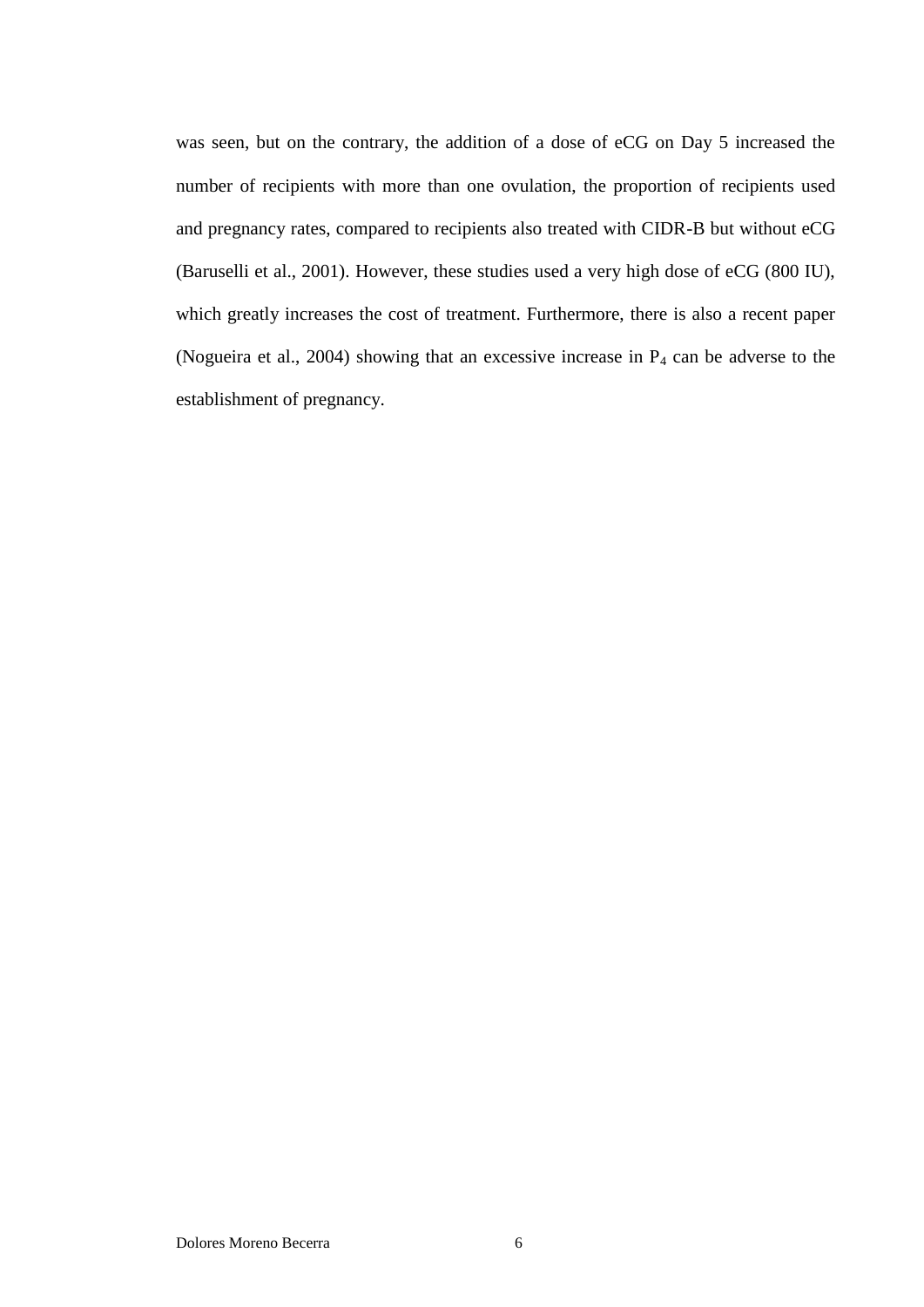was seen, but on the contrary, the addition of a dose of eCG on Day 5 increased the number of recipients with more than one ovulation, the proportion of recipients used and pregnancy rates, compared to recipients also treated with CIDR-B but without eCG (Baruselli et al., 2001). However, these studies used a very high dose of eCG (800 IU), which greatly increases the cost of treatment. Furthermore, there is also a recent paper (Nogueira et al., 2004) showing that an excessive increase in $P_4$ can be adverse to the establishment of pregnancy.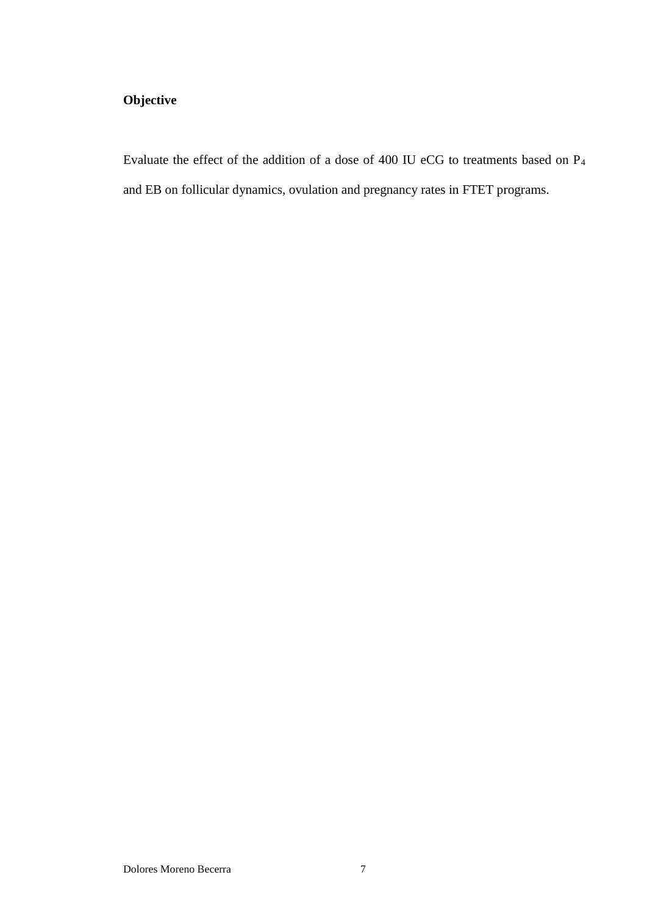## Objective

Evaluate the effect of the addition of a dose of 400 IU eCG to treatments based on $P_4$ and EB on follicular dynamics, ovulation and pregnancy rates in FTET programs.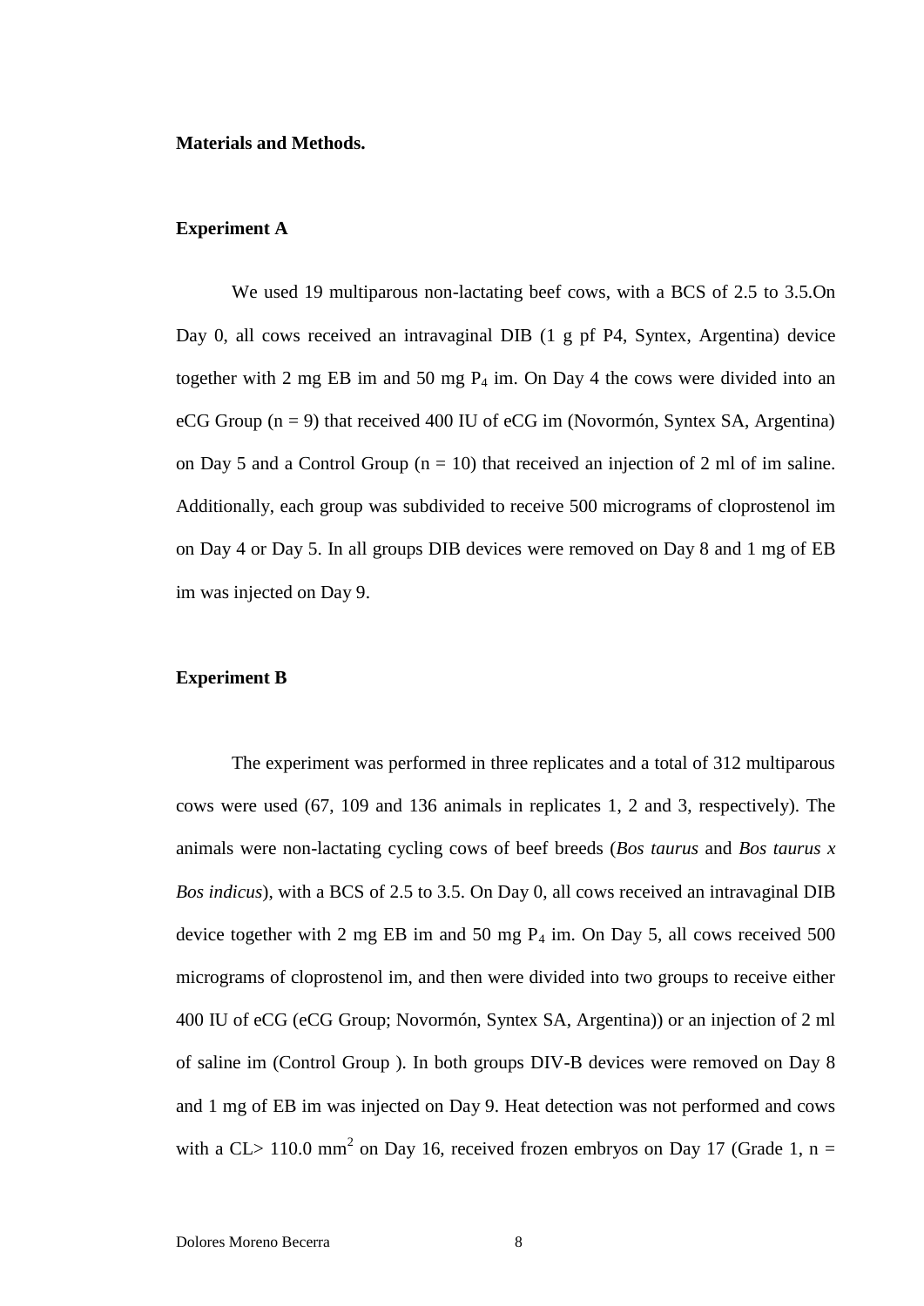**Materials and Methods.**

**Experiment A**

We used 19 multiparous non-lactating beef cows, with a BCS of 2.5 to 3.5.On Day 0, all cows received an intravaginal DIB (1 g pf P4, Syntex, Argentina) device together with 2 mg EB im and 50 mg $P_4$ im. On Day 4 the cows were divided into an eCG Group (n = 9) that received 400 IU of eCG im (Novormón, Syntex SA, Argentina) on Day 5 and a Control Group (n = 10) that received an injection of 2 ml of im saline. Additionally, each group was subdivided to receive 500 micrograms of cloprostenol im on Day 4 or Day 5. In all groups DIB devices were removed on Day 8 and 1 mg of EB im was injected on Day 9.

**Experiment B**

The experiment was performed in three replicates and a total of 312 multiparous cows were used (67, 109 and 136 animals in replicates 1, 2 and 3, respectively). The animals were non-lactating cycling cows of beef breeds (*Bos taurus* and *Bos taurus x Bos indicus*), with a BCS of 2.5 to 3.5. On Day 0, all cows received an intravaginal DIB device together with 2 mg EB im and 50 mg $P_4$ im. On Day 5, all cows received 500 micrograms of cloprostenol im, and then were divided into two groups to receive either 400 IU of eCG (eCG Group; Novormón, Syntex SA, Argentina)) or an injection of 2 ml of saline im (Control Group ). In both groups DIV-B devices were removed on Day 8 and 1 mg of EB im was injected on Day 9. Heat detection was not performed and cows with a CL> 110.0 $mm^2$ on Day 16, received frozen embryos on Day 17 (Grade 1, n =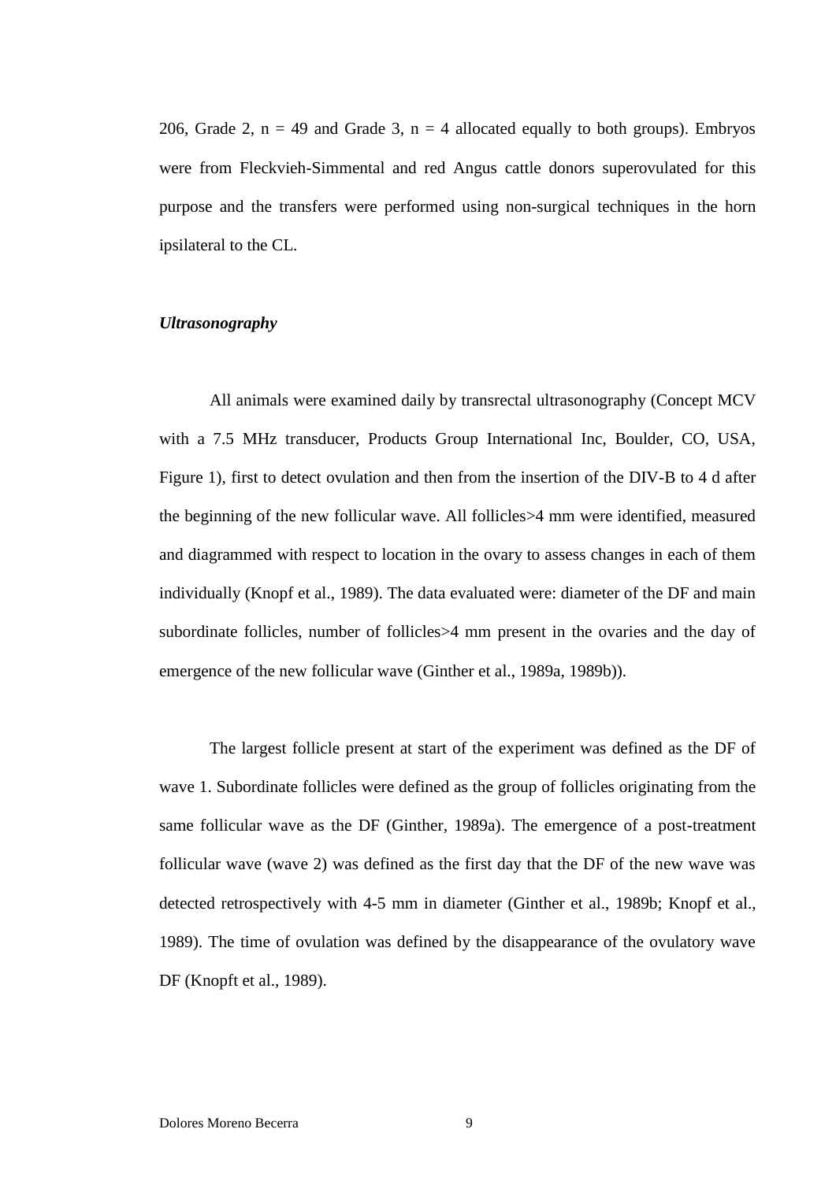206, Grade 2, n = 49 and Grade 3, n = 4 allocated equally to both groups). Embryos were from Fleckvieh-Simmental and red Angus cattle donors superovulated for this purpose and the transfers were performed using non-surgical techniques in the horn ipsilateral to the CL.

***Ultrasonography***

All animals were examined daily by transrectal ultrasonography (Concept MCV with a 7.5 MHz transducer, Products Group International Inc, Boulder, CO, USA, Figure 1), first to detect ovulation and then from the insertion of the DIV-B to 4 d after the beginning of the new follicular wave. All follicles>4 mm were identified, measured and diagrammed with respect to location in the ovary to assess changes in each of them individually (Knopf et al., 1989). The data evaluated were: diameter of the DF and main subordinate follicles, number of follicles>4 mm present in the ovaries and the day of emergence of the new follicular wave (Ginther et al., 1989a, 1989b)).

The largest follicle present at start of the experiment was defined as the DF of wave 1. Subordinate follicles were defined as the group of follicles originating from the same follicular wave as the DF (Ginther, 1989a). The emergence of a post-treatment follicular wave (wave 2) was defined as the first day that the DF of the new wave was detected retrospectively with 4-5 mm in diameter (Ginther et al., 1989b; Knopf et al., 1989). The time of ovulation was defined by the disappearance of the ovulatory wave DF (Knopft et al., 1989).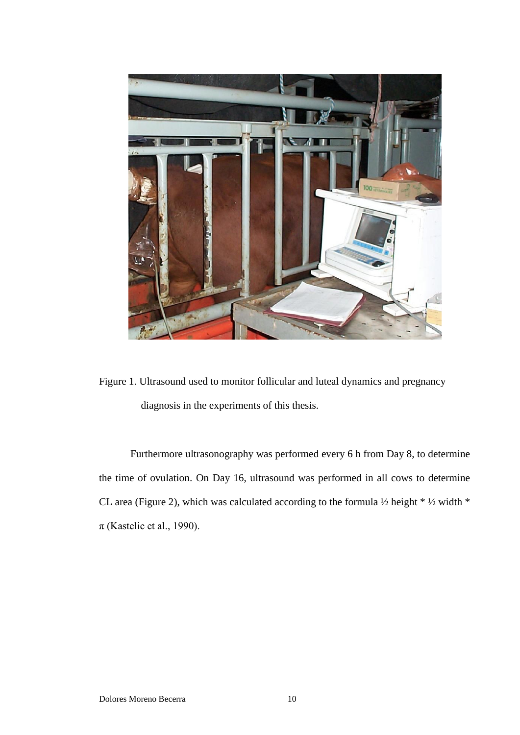Figure 1. Ultrasound used to monitor follicular and luteal dynamics and pregnancy diagnosis in the experiments of this thesis.

Furthermore ultrasonography was performed every 6 h from Day 8, to determine the time of ovulation. On Day 16, ultrasound was performed in all cows to determine CL area (Figure 2), which was calculated according to the formula ½ height * ½ width * π (Kastelic et al., 1990).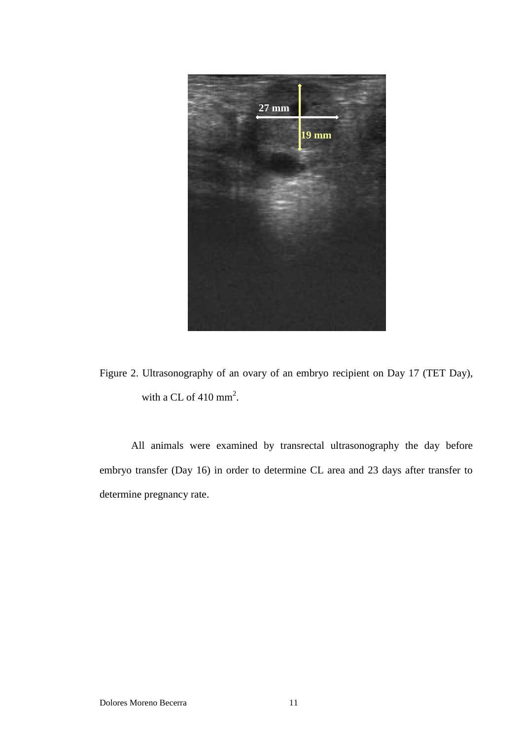Figure 2. Ultrasonography of an ovary of an embryo recipient on Day 17 (TET Day), with a CL of 410 $mm^2$.

All animals were examined by transrectal ultrasonography the day before embryo transfer (Day 16) in order to determine CL area and 23 days after transfer to determine pregnancy rate.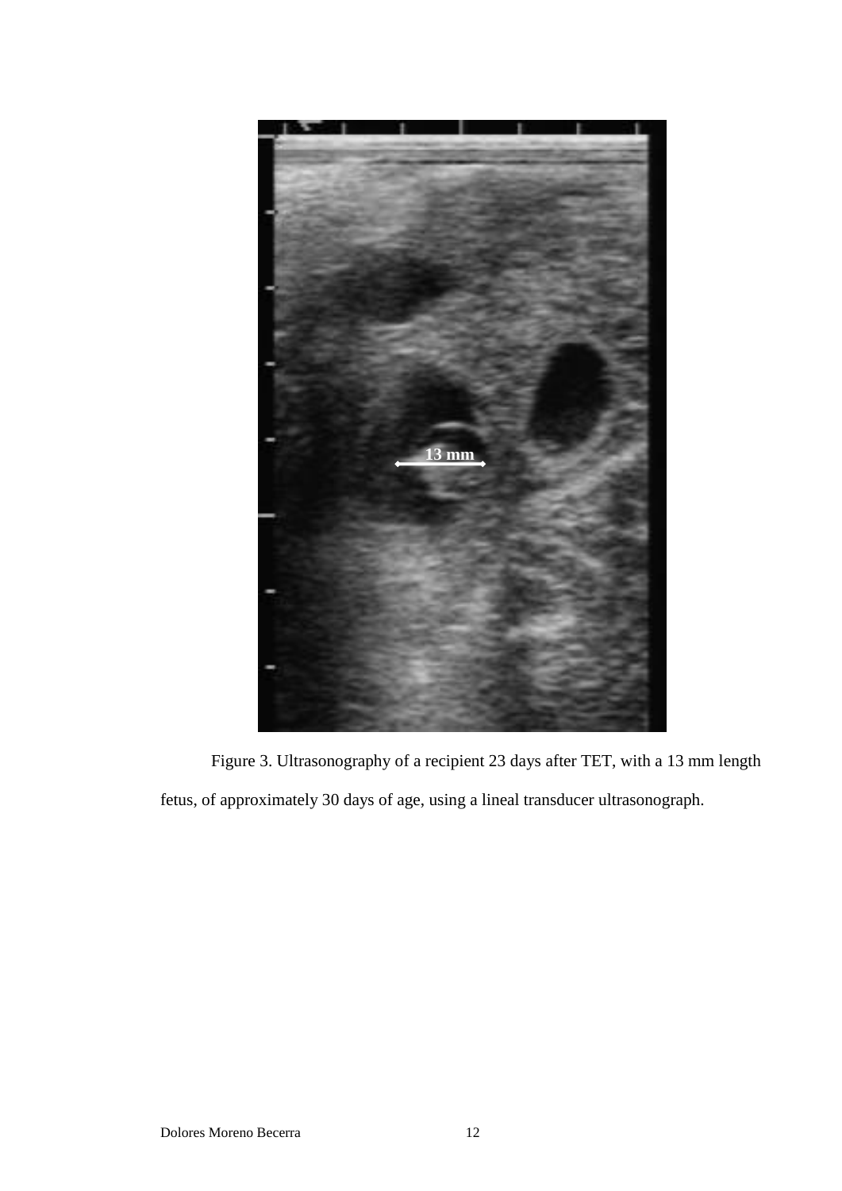Figure 3. Ultrasonography of a recipient 23 days after TET, with a 13 mm length fetus, of approximately 30 days of age, using a lineal transducer ultrasonograph.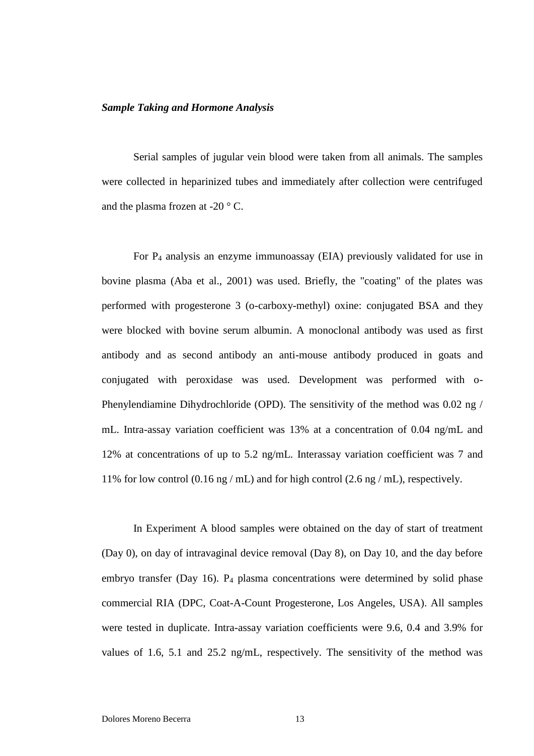***Sample Taking and Hormone Analysis***

Serial samples of jugular vein blood were taken from all animals. The samples were collected in heparinized tubes and immediately after collection were centrifuged and the plasma frozen at -20 ° C.

For $P_4$ analysis an enzyme immunoassay (EIA) previously validated for use in bovine plasma (Aba et al., 2001) was used. Briefly, the "coating" of the plates was performed with progesterone 3 (o-carboxy-methyl) oxine: conjugated BSA and they were blocked with bovine serum albumin. A monoclonal antibody was used as first antibody and as second antibody an anti-mouse antibody produced in goats and conjugated with peroxidase was used. Development was performed with o-Phenylendiamine Dihydrochloride (OPD). The sensitivity of the method was 0.02 ng / mL. Intra-assay variation coefficient was 13% at a concentration of 0.04 ng/mL and 12% at concentrations of up to 5.2 ng/mL. Interassay variation coefficient was 7 and 11% for low control (0.16 ng / mL) and for high control (2.6 ng / mL), respectively.

In Experiment A blood samples were obtained on the day of start of treatment (Day 0), on day of intravaginal device removal (Day 8), on Day 10, and the day before embryo transfer (Day 16). $P_4$ plasma concentrations were determined by solid phase commercial RIA (DPC, Coat-A-Count Progesterone, Los Angeles, USA). All samples were tested in duplicate. Intra-assay variation coefficients were 9.6, 0.4 and 3.9% for values of 1.6, 5.1 and 25.2 ng/mL, respectively. The sensitivity of the method was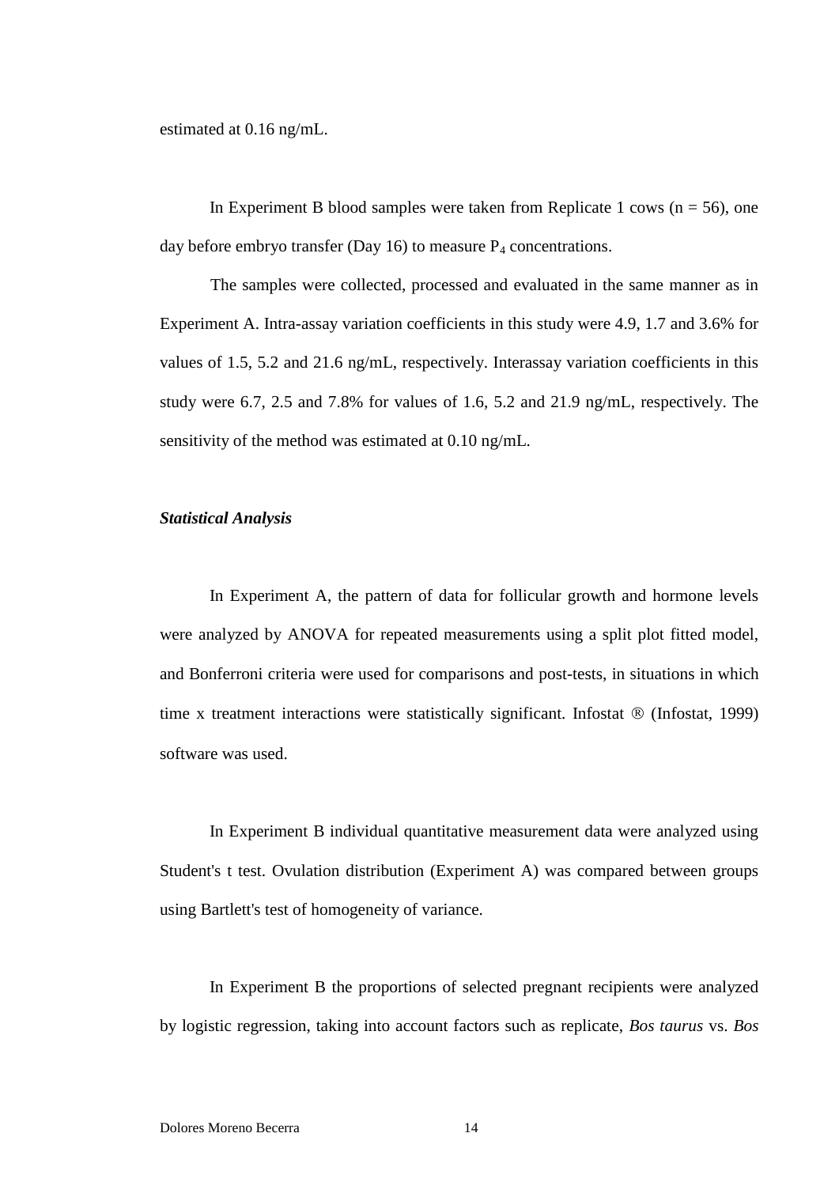estimated at 0.16 ng/mL.

In Experiment B blood samples were taken from Replicate 1 cows (n = 56), one day before embryo transfer (Day 16) to measure $P_4$ concentrations.

The samples were collected, processed and evaluated in the same manner as in Experiment A. Intra-assay variation coefficients in this study were 4.9, 1.7 and 3.6% for values of 1.5, 5.2 and 21.6 ng/mL, respectively. Interassay variation coefficients in this study were 6.7, 2.5 and 7.8% for values of 1.6, 5.2 and 21.9 ng/mL, respectively. The sensitivity of the method was estimated at 0.10 ng/mL.

### *Statistical Analysis*

In Experiment A, the pattern of data for follicular growth and hormone levels were analyzed by ANOVA for repeated measurements using a split plot fitted model, and Bonferroni criteria were used for comparisons and post-tests, in situations in which time x treatment interactions were statistically significant. Infostat ® (Infostat, 1999) software was used.

In Experiment B individual quantitative measurement data were analyzed using Student's t test. Ovulation distribution (Experiment A) was compared between groups using Bartlett's test of homogeneity of variance.

In Experiment B the proportions of selected pregnant recipients were analyzed by logistic regression, taking into account factors such as replicate, *Bos taurus* vs. *Bos*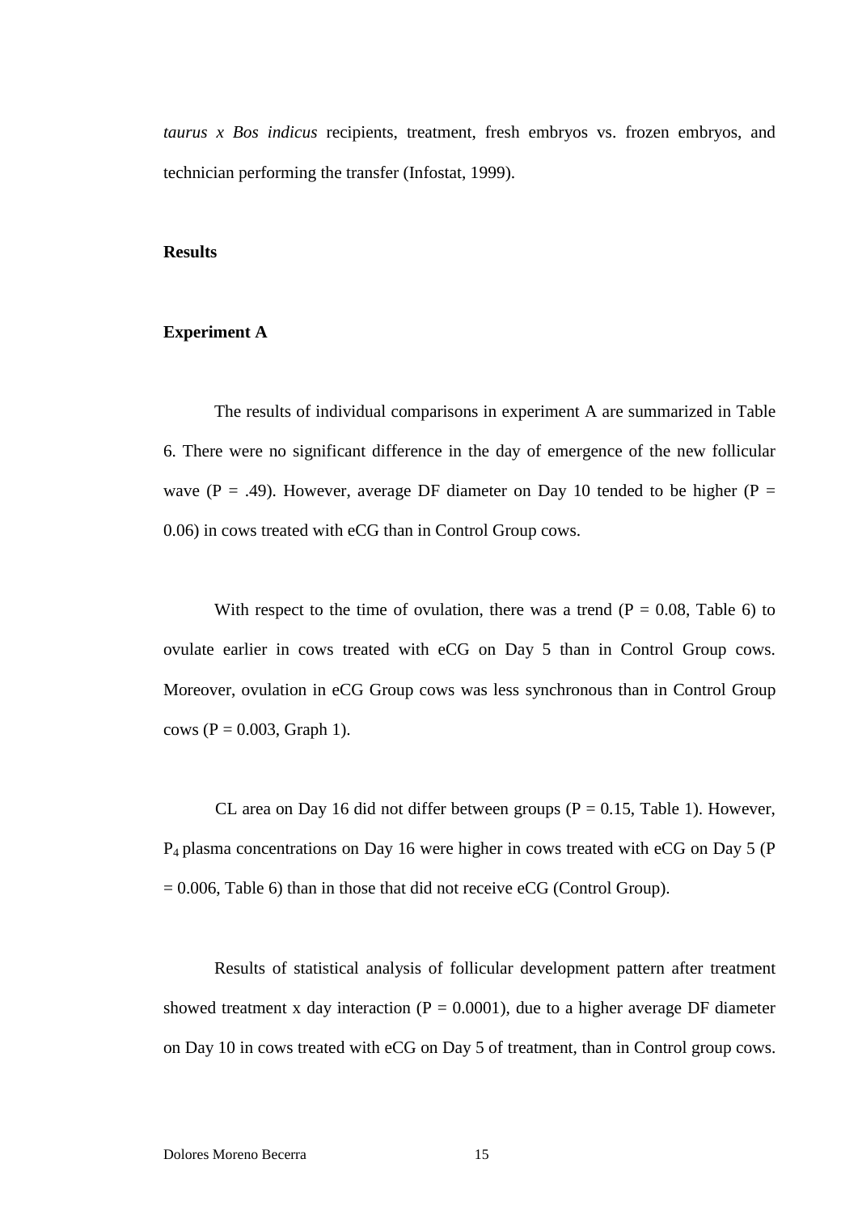*taurus x Bos indicus* recipients, treatment, fresh embryos vs. frozen embryos, and technician performing the transfer (Infostat, 1999).

**Results**

**Experiment A**

The results of individual comparisons in experiment A are summarized in Table 6. There were no significant difference in the day of emergence of the new follicular wave (P = .49). However, average DF diameter on Day 10 tended to be higher (P = 0.06) in cows treated with eCG than in Control Group cows.

With respect to the time of ovulation, there was a trend (P = 0.08, Table 6) to ovulate earlier in cows treated with eCG on Day 5 than in Control Group cows. Moreover, ovulation in eCG Group cows was less synchronous than in Control Group cows (P = 0.003, Graph 1).

CL area on Day 16 did not differ between groups (P = 0.15, Table 1). However, $P_4$ plasma concentrations on Day 16 were higher in cows treated with eCG on Day 5 (P = 0.006, Table 6) than in those that did not receive eCG (Control Group).

Results of statistical analysis of follicular development pattern after treatment showed treatment x day interaction (P = 0.0001), due to a higher average DF diameter on Day 10 in cows treated with eCG on Day 5 of treatment, than in Control group cows.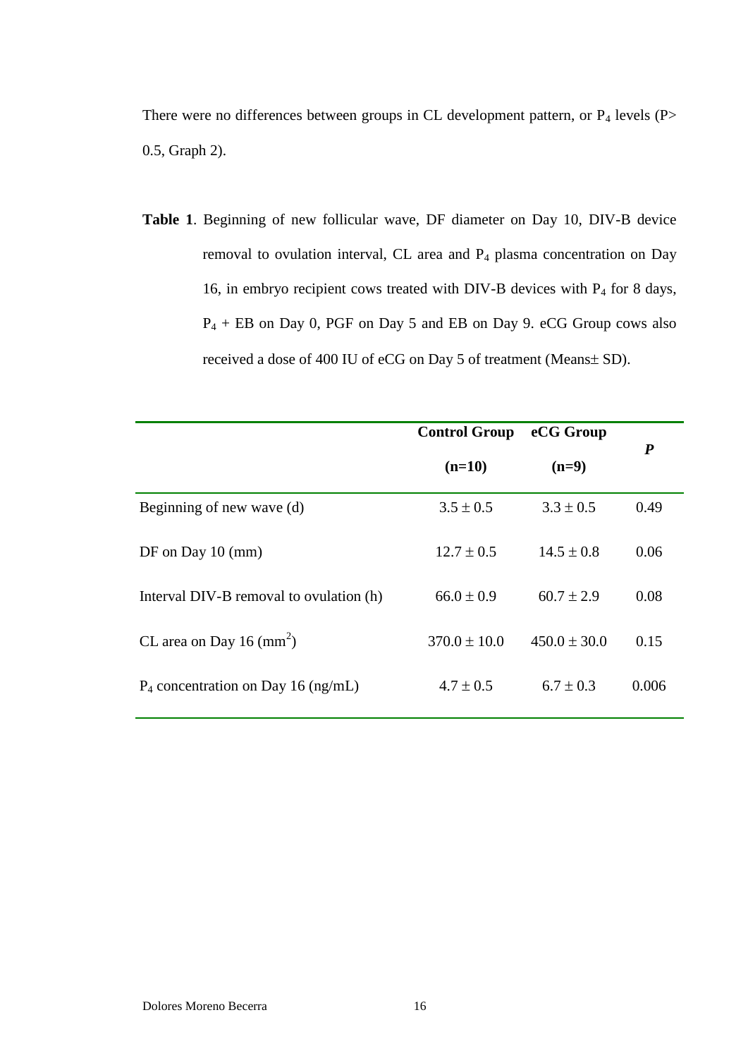There were no differences between groups in CL development pattern, or $P_4$ levels ($P > 0.5$, Graph 2).

**Table 1**. Beginning of new follicular wave, DF diameter on Day 10, DIV-B device removal to ovulation interval, CL area and $P_4$ plasma concentration on Day 16, in embryo recipient cows treated with DIV-B devices with $P_4$ for 8 days, $P_4$ + EB on Day 0, PGF on Day 5 and EB on Day 9. eCG Group cows also received a dose of 400 IU of eCG on Day 5 of treatment (Means± SD).

| | **Control Group (n=10)** | **eCG Group (n=9)** | ***P*** |
|---|---|---|---|
| Beginning of new wave (d) | 3.5 ± 0.5 | 3.3 ± 0.5 | 0.49 |
| DF on Day 10 (mm) | 12.7 ± 0.5 | 14.5 ± 0.8 | 0.06 |
| Interval DIV-B removal to ovulation (h) | 66.0 ± 0.9 | 60.7 ± 2.9 | 0.08 |
| CL area on Day 16 ($mm^2$) | 370.0 ± 10.0 | 450.0 ± 30.0 | 0.15 |
| $P_4$ concentration on Day 16 (ng/mL) | 4.7 ± 0.5 | 6.7 ± 0.3 | 0.006 |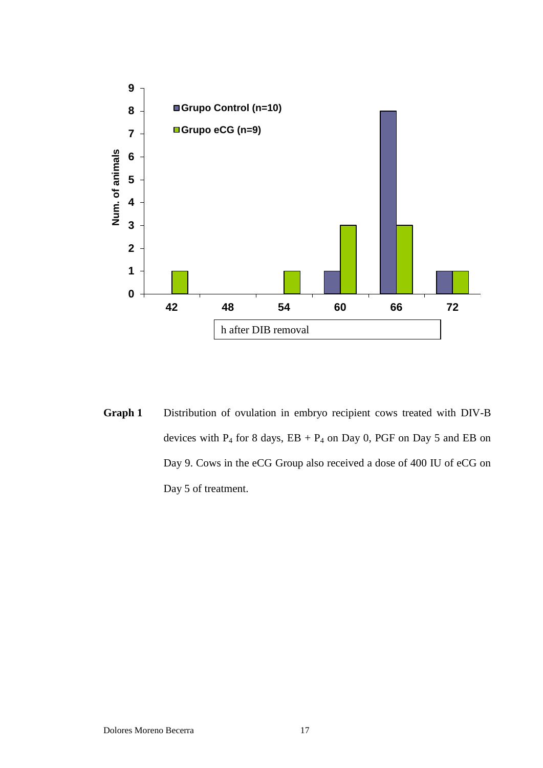| h after DIB removal | Grupo Control (n=10) | Grupo eCG (n=9) |
|---|---|---|
| 42 | 0 | 1 |
| 48 | 0 | 0 |
| 54 | 0 | 1 |
| 60 | 1 | 3 |
| 66 | 8 | 3 |
| 72 | 1 | 1 |

**Graph 1** Distribution of ovulation in embryo recipient cows treated with DIV-B devices with $P_4$ for 8 days, EB + $P_4$ on Day 0, PGF on Day 5 and EB on Day 9. Cows in the eCG Group also received a dose of 400 IU of eCG on Day 5 of treatment.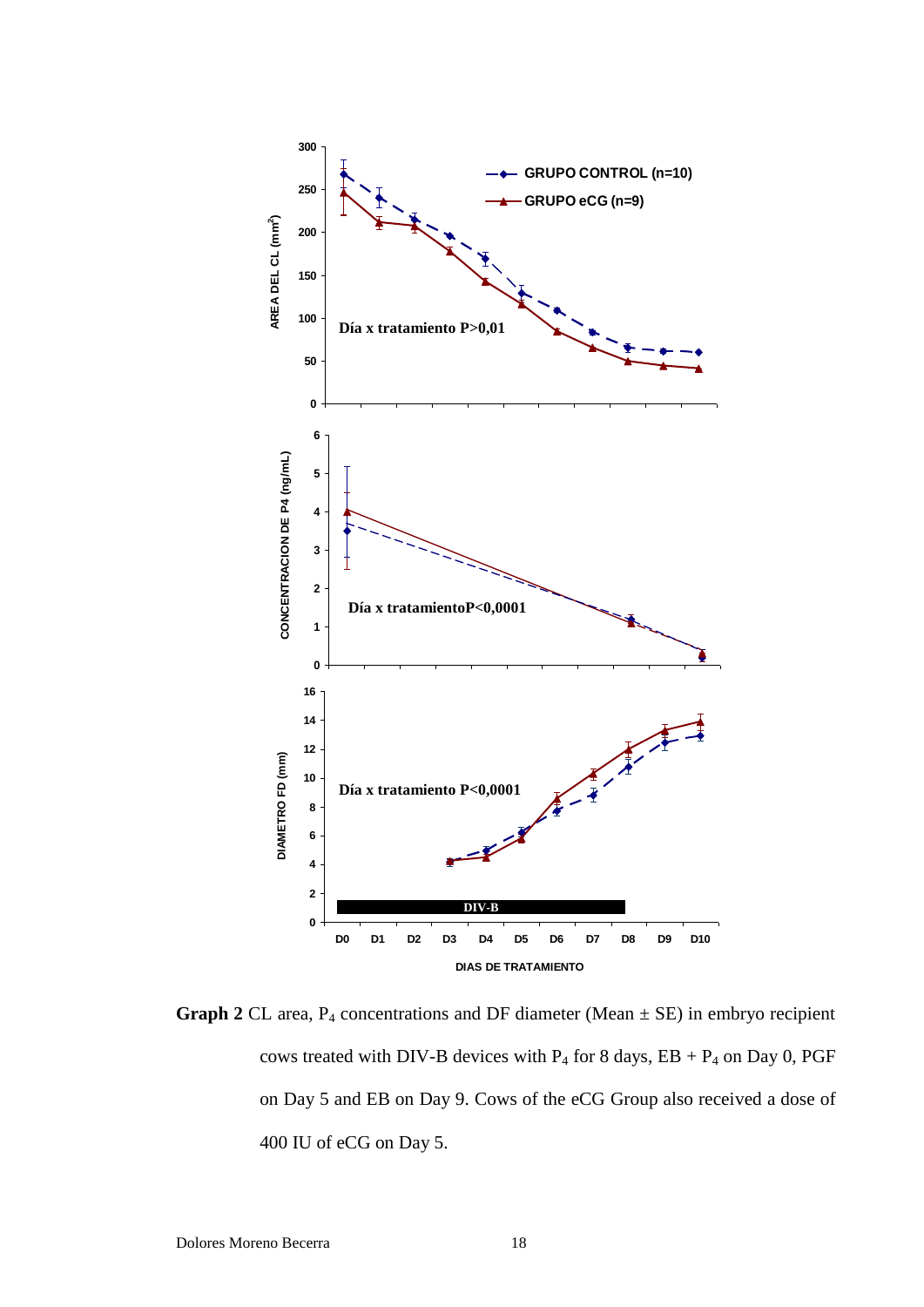**Graph 2** CL area, $P_4$ concentrations and DF diameter (Mean ± SE) in embryo recipient cows treated with DIV-B devices with $P_4$ for 8 days, EB + $P_4$ on Day 0, PGF on Day 5 and EB on Day 9. Cows of the eCG Group also received a dose of 400 IU of eCG on Day 5.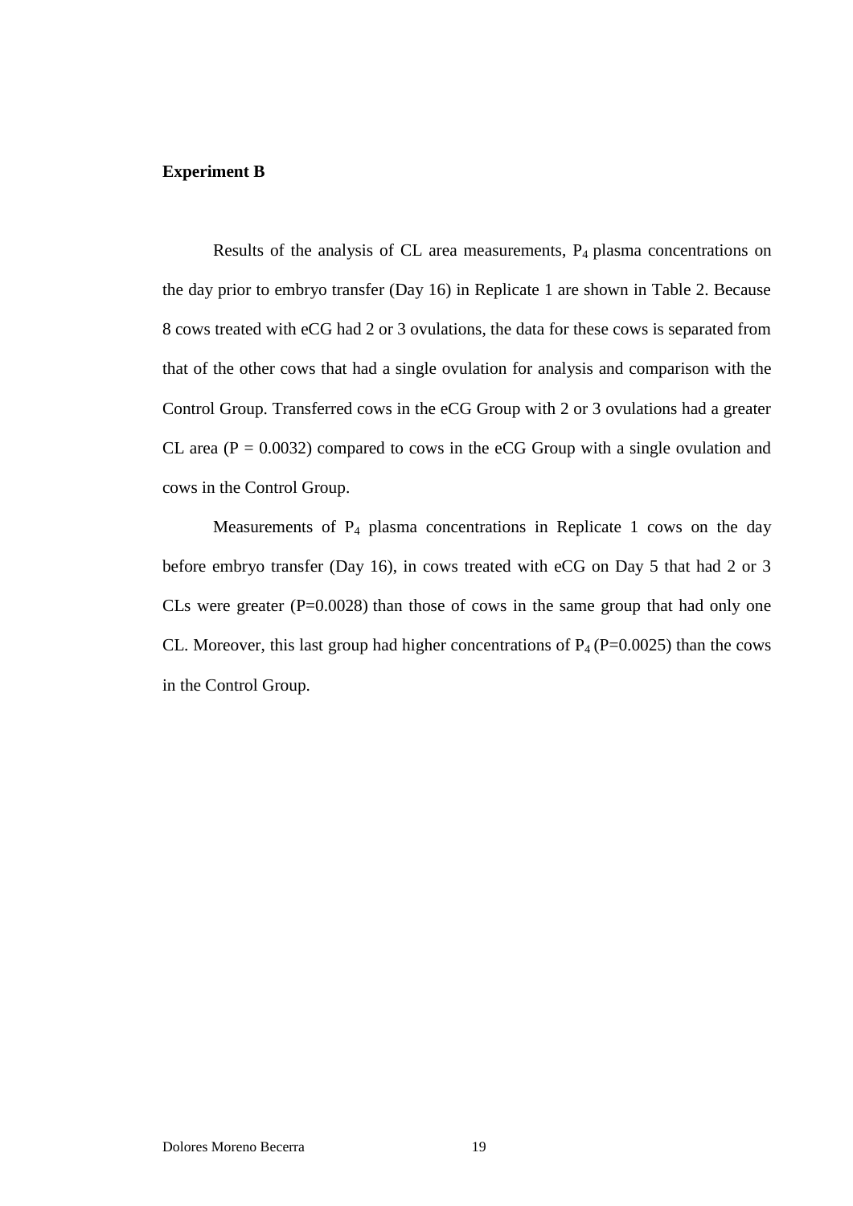**Experiment B**

Results of the analysis of CL area measurements, $P_4$ plasma concentrations on the day prior to embryo transfer (Day 16) in Replicate 1 are shown in Table 2. Because 8 cows treated with eCG had 2 or 3 ovulations, the data for these cows is separated from that of the other cows that had a single ovulation for analysis and comparison with the Control Group. Transferred cows in the eCG Group with 2 or 3 ovulations had a greater CL area ($P = 0.0032$) compared to cows in the eCG Group with a single ovulation and cows in the Control Group.

Measurements of $P_4$ plasma concentrations in Replicate 1 cows on the day before embryo transfer (Day 16), in cows treated with eCG on Day 5 that had 2 or 3 CLs were greater ($P=0.0028$) than those of cows in the same group that had only one CL. Moreover, this last group had higher concentrations of $P_4$ ($P=0.0025$) than the cows in the Control Group.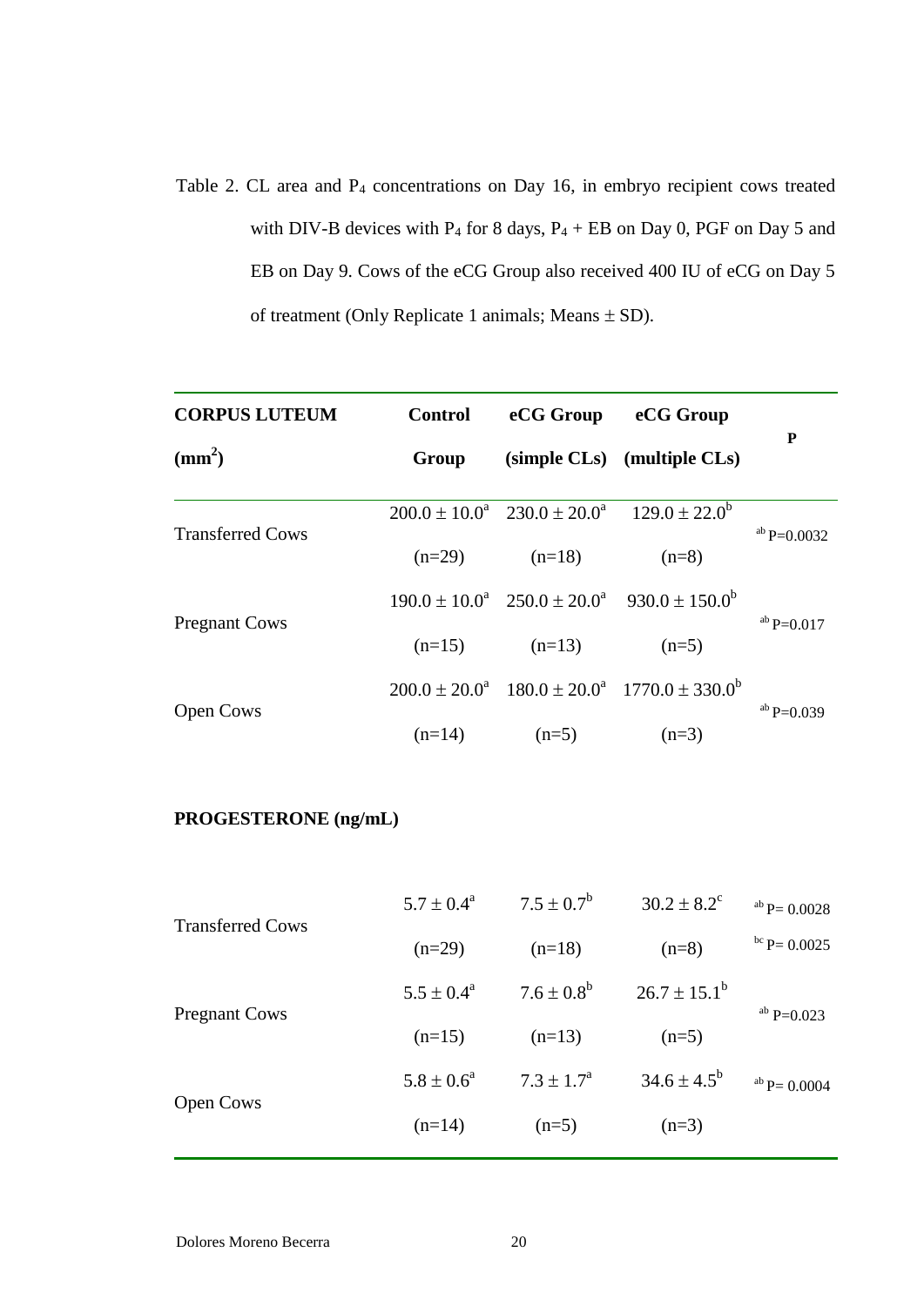Table 2. CL area and $P_4$ concentrations on Day 16, in embryo recipient cows treated with DIV-B devices with $P_4$ for 8 days, $P_4$ + EB on Day 0, PGF on Day 5 and EB on Day 9. Cows of the eCG Group also received 400 IU of eCG on Day 5 of treatment (Only Replicate 1 animals; Means ± SD).

| **CORPUS LUTEUM ($mm^2$)** | **Control Group** | **eCG Group (simple CLs)** | **eCG Group (multiple CLs)** | **P** |
|---|---|---|---|---|
| Transferred Cows | $200.0 \pm 10.0^a$ (n=29) | $230.0 \pm 20.0^a$ (n=18) | $129.0 \pm 22.0^b$ (n=8) | $^{ab}$ P=0.0032 |
| Pregnant Cows | $190.0 \pm 10.0^a$ (n=15) | $250.0 \pm 20.0^a$ (n=13) | $930.0 \pm 150.0^b$ (n=5) | $^{ab}$ P=0.017 |
| Open Cows | $200.0 \pm 20.0^a$ (n=14) | $180.0 \pm 20.0^a$ (n=5) | $1770.0 \pm 330.0^b$ (n=3) | $^{ab}$ P=0.039 |
| **PROGESTERONE (ng/mL)** | | | | |
| Transferred Cows | $5.7 \pm 0.4^a$ (n=29) | $7.5 \pm 0.7^b$ (n=18) | $30.2 \pm 8.2^c$ (n=8) | $^{ab}$ P= 0.0028; $^{bc}$ P= 0.0025 |
| Pregnant Cows | $5.5 \pm 0.4^a$ (n=15) | $7.6 \pm 0.8^b$ (n=13) | $26.7 \pm 15.1^b$ (n=5) | $^{ab}$ P=0.023 |
| Open Cows | $5.8 \pm 0.6^a$ (n=14) | $7.3 \pm 1.7^a$ (n=5) | $34.6 \pm 4.5^b$ (n=3) | $^{ab}$ P= 0.0004 |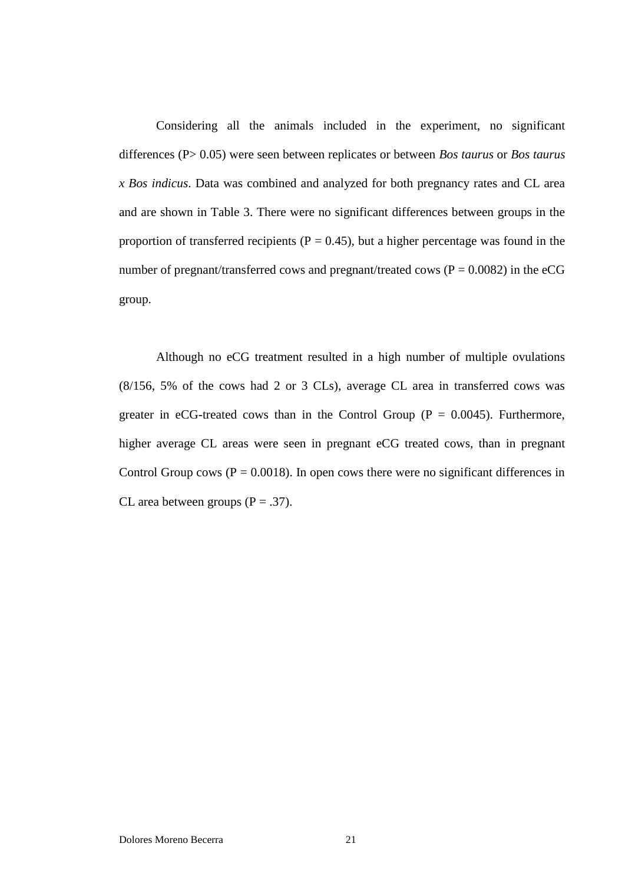Considering all the animals included in the experiment, no significant differences ($P > 0.05$) were seen between replicates or between *Bos taurus* or *Bos taurus x Bos indicus*. Data was combined and analyzed for both pregnancy rates and CL area and are shown in Table 3. There were no significant differences between groups in the proportion of transferred recipients ($P = 0.45$), but a higher percentage was found in the number of pregnant/transferred cows and pregnant/treated cows ($P = 0.0082$) in the eCG group.

Although no eCG treatment resulted in a high number of multiple ovulations (8/156, 5% of the cows had 2 or 3 CLs), average CL area in transferred cows was greater in eCG-treated cows than in the Control Group ($P = 0.0045$). Furthermore, higher average CL areas were seen in pregnant eCG treated cows, than in pregnant Control Group cows ($P = 0.0018$). In open cows there were no significant differences in CL area between groups ($P = .37$).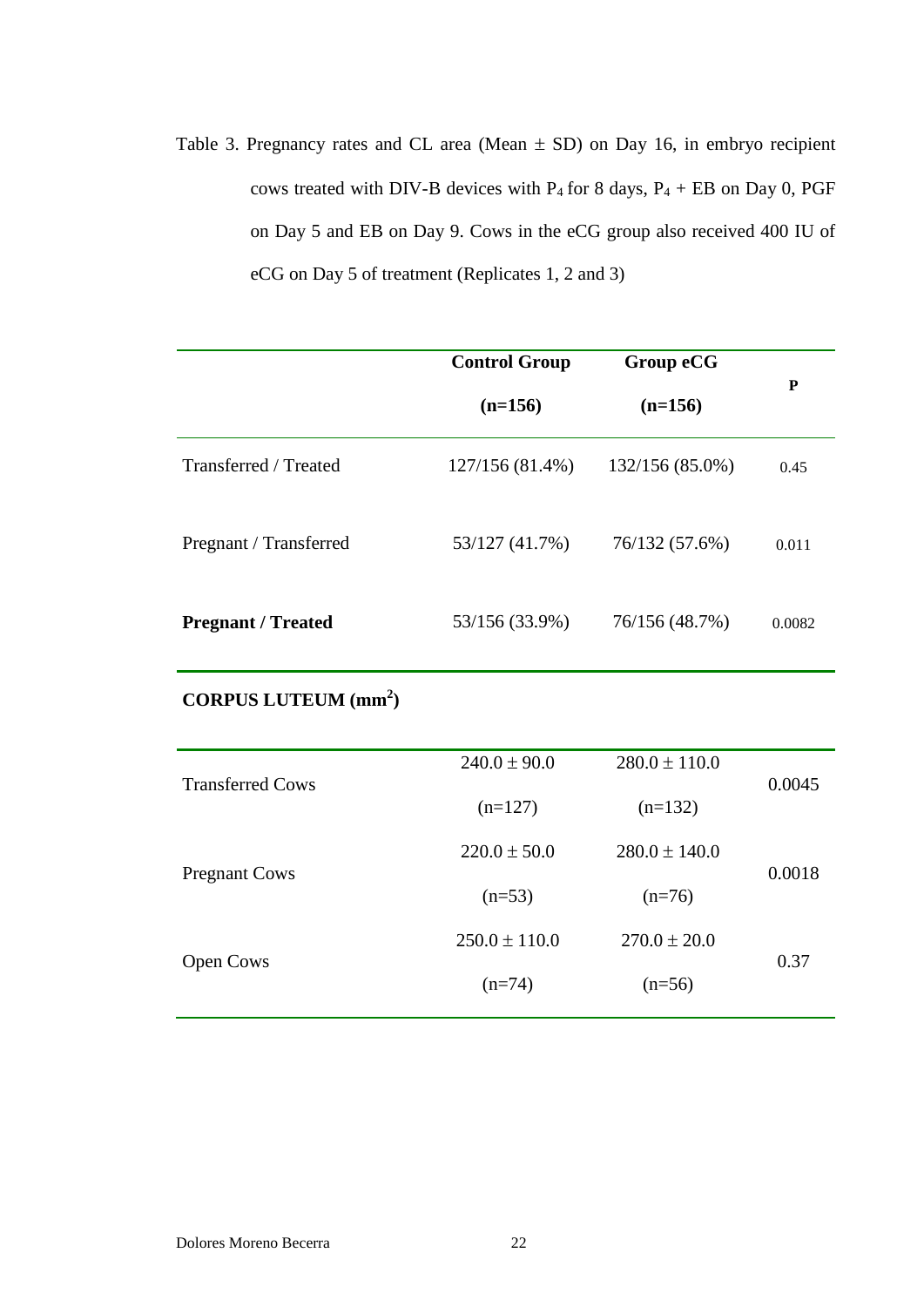Table 3. Pregnancy rates and CL area (Mean ± SD) on Day 16, in embryo recipient cows treated with DIV-B devices with $P_4$ for 8 days, $P_4$ + EB on Day 0, PGF on Day 5 and EB on Day 9. Cows in the eCG group also received 400 IU of eCG on Day 5 of treatment (Replicates 1, 2 and 3)

| | **Control Group (n=156)** | **Group eCG (n=156)** | **P** |
|---|---|---|---|
| Transferred / Treated | 127/156 (81.4%) | 132/156 (85.0%) | 0.45 |
| Pregnant / Transferred | 53/127 (41.7%) | 76/132 (57.6%) | 0.011 |
| **Pregnant / Treated** | 53/156 (33.9%) | 76/156 (48.7%) | 0.0082 |
| **CORPUS LUTEUM ($mm^2$)** | | | |
| Transferred Cows | 240.0 ± 90.0 (n=127) | 280.0 ± 110.0 (n=132) | 0.0045 |
| Pregnant Cows | 220.0 ± 50.0 (n=53) | 280.0 ± 140.0 (n=76) | 0.0018 |
| Open Cows | 250.0 ± 110.0 (n=74) | 270.0 ± 20.0 (n=56) | 0.37 |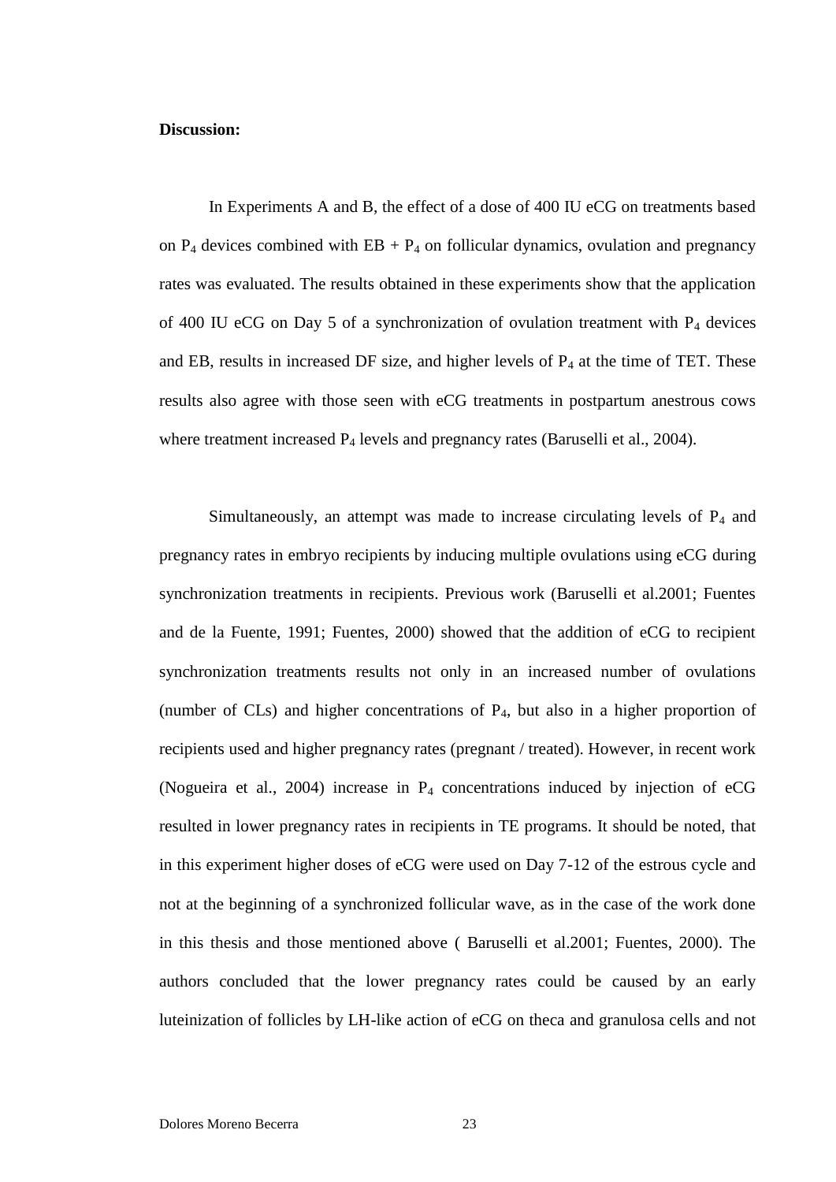**Discussion:**

In Experiments A and B, the effect of a dose of 400 IU eCG on treatments based on $P_4$ devices combined with EB + $P_4$ on follicular dynamics, ovulation and pregnancy rates was evaluated. The results obtained in these experiments show that the application of 400 IU eCG on Day 5 of a synchronization of ovulation treatment with $P_4$ devices and EB, results in increased DF size, and higher levels of $P_4$ at the time of TET. These results also agree with those seen with eCG treatments in postpartum anestrous cows where treatment increased $P_4$ levels and pregnancy rates (Baruselli et al., 2004).

Simultaneously, an attempt was made to increase circulating levels of $P_4$ and pregnancy rates in embryo recipients by inducing multiple ovulations using eCG during synchronization treatments in recipients. Previous work (Baruselli et al.2001; Fuentes and de la Fuente, 1991; Fuentes, 2000) showed that the addition of eCG to recipient synchronization treatments results not only in an increased number of ovulations (number of CLs) and higher concentrations of $P_4$, but also in a higher proportion of recipients used and higher pregnancy rates (pregnant / treated). However, in recent work (Nogueira et al., 2004) increase in $P_4$ concentrations induced by injection of eCG resulted in lower pregnancy rates in recipients in TE programs. It should be noted, that in this experiment higher doses of eCG were used on Day 7-12 of the estrous cycle and not at the beginning of a synchronized follicular wave, as in the case of the work done in this thesis and those mentioned above ( Baruselli et al.2001; Fuentes, 2000). The authors concluded that the lower pregnancy rates could be caused by an early luteinization of follicles by LH-like action of eCG on theca and granulosa cells and not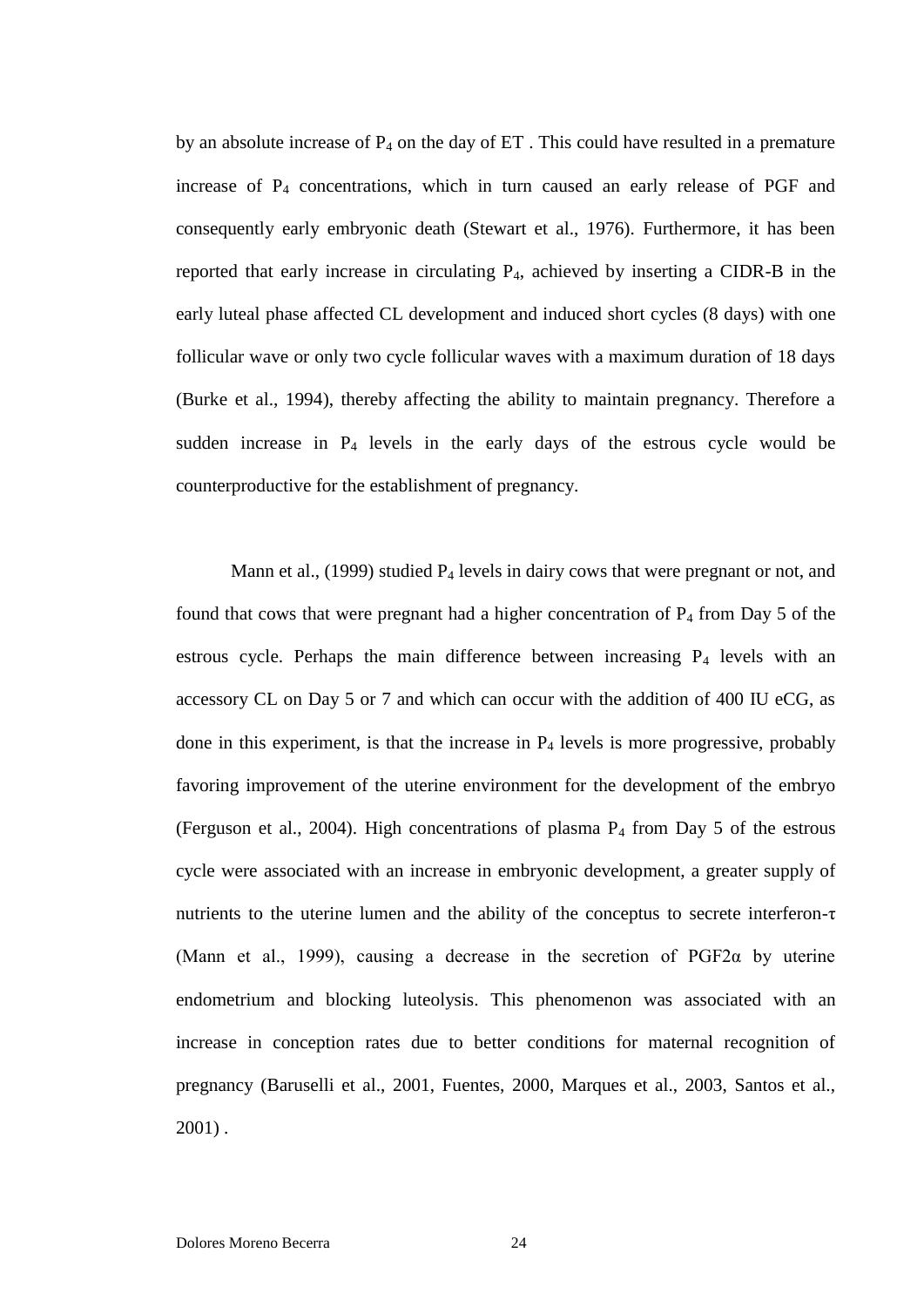by an absolute increase of $P_4$ on the day of ET . This could have resulted in a premature increase of $P_4$ concentrations, which in turn caused an early release of PGF and consequently early embryonic death (Stewart et al., 1976). Furthermore, it has been reported that early increase in circulating $P_4$, achieved by inserting a CIDR-B in the early luteal phase affected CL development and induced short cycles (8 days) with one follicular wave or only two cycle follicular waves with a maximum duration of 18 days (Burke et al., 1994), thereby affecting the ability to maintain pregnancy. Therefore a sudden increase in $P_4$ levels in the early days of the estrous cycle would be counterproductive for the establishment of pregnancy.

Mann et al., (1999) studied $P_4$ levels in dairy cows that were pregnant or not, and found that cows that were pregnant had a higher concentration of $P_4$ from Day 5 of the estrous cycle. Perhaps the main difference between increasing $P_4$ levels with an accessory CL on Day 5 or 7 and which can occur with the addition of 400 IU eCG, as done in this experiment, is that the increase in $P_4$ levels is more progressive, probably favoring improvement of the uterine environment for the development of the embryo (Ferguson et al., 2004). High concentrations of plasma $P_4$ from Day 5 of the estrous cycle were associated with an increase in embryonic development, a greater supply of nutrients to the uterine lumen and the ability of the conceptus to secrete interferon-τ (Mann et al., 1999), causing a decrease in the secretion of PGF2α by uterine endometrium and blocking luteolysis. This phenomenon was associated with an increase in conception rates due to better conditions for maternal recognition of pregnancy (Baruselli et al., 2001, Fuentes, 2000, Marques et al., 2003, Santos et al., 2001) .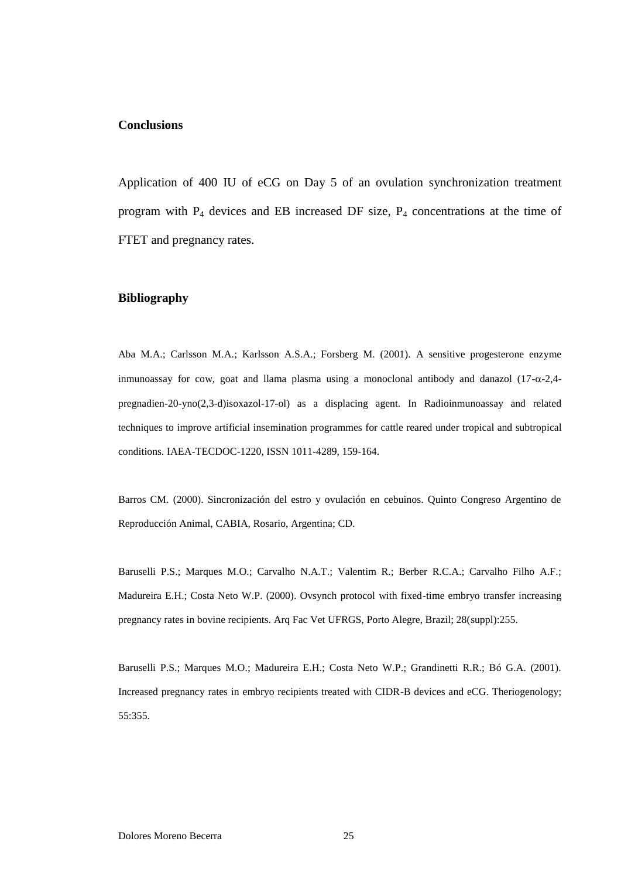## Conclusions

Application of 400 IU of eCG on Day 5 of an ovulation synchronization treatment program with $P_4$ devices and EB increased DF size, $P_4$ concentrations at the time of FTET and pregnancy rates.

## Bibliography

Aba M.A.; Carlsson M.A.; Karlsson A.S.A.; Forsberg M. (2001). A sensitive progesterone enzyme inmunoassay for cow, goat and llama plasma using a monoclonal antibody and danazol (17-$\alpha$-2,4-pregnadien-20-yno(2,3-d)isoxazol-17-ol) as a displacing agent. In Radioinmunoassay and related techniques to improve artificial insemination programmes for cattle reared under tropical and subtropical conditions. IAEA-TECDOC-1220, ISSN 1011-4289, 159-164.

Barros CM. (2000). Sincronización del estro y ovulación en cebuinos. Quinto Congreso Argentino de Reproducción Animal, CABIA, Rosario, Argentina; CD.

Baruselli P.S.; Marques M.O.; Carvalho N.A.T.; Valentim R.; Berber R.C.A.; Carvalho Filho A.F.; Madureira E.H.; Costa Neto W.P. (2000). Ovsynch protocol with fixed-time embryo transfer increasing pregnancy rates in bovine recipients. Arq Fac Vet UFRGS, Porto Alegre, Brazil; 28(suppl):255.

Baruselli P.S.; Marques M.O.; Madureira E.H.; Costa Neto W.P.; Grandinetti R.R.; Bó G.A. (2001). Increased pregnancy rates in embryo recipients treated with CIDR-B devices and eCG. Theriogenology; 55:355.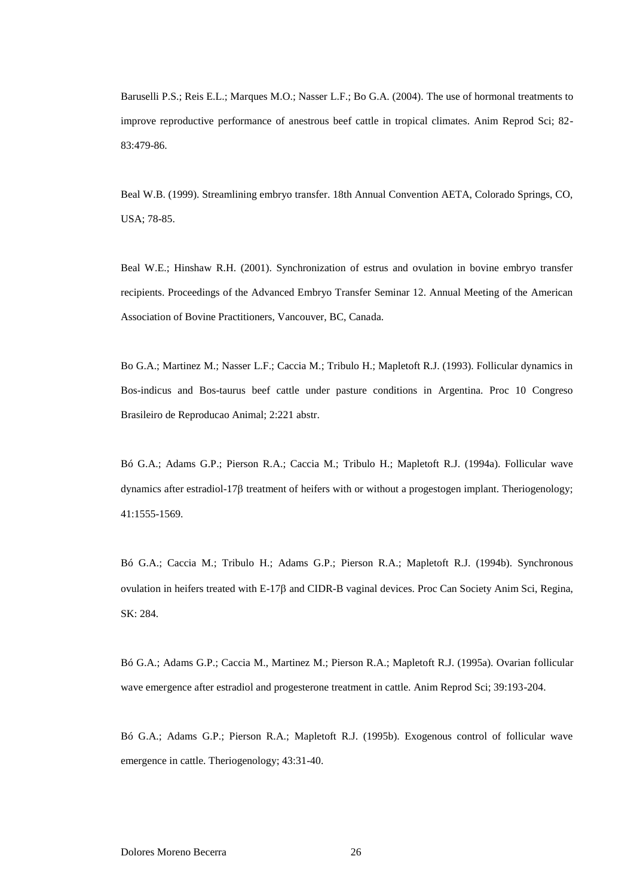Baruselli P.S.; Reis E.L.; Marques M.O.; Nasser L.F.; Bo G.A. (2004). The use of hormonal treatments to improve reproductive performance of anestrous beef cattle in tropical climates. Anim Reprod Sci; 82-83:479-86.

Beal W.B. (1999). Streamlining embryo transfer. 18th Annual Convention AETA, Colorado Springs, CO, USA; 78-85.

Beal W.E.; Hinshaw R.H. (2001). Synchronization of estrus and ovulation in bovine embryo transfer recipients. Proceedings of the Advanced Embryo Transfer Seminar 12. Annual Meeting of the American Association of Bovine Practitioners, Vancouver, BC, Canada.

Bo G.A.; Martinez M.; Nasser L.F.; Caccia M.; Tribulo H.; Mapletoft R.J. (1993). Follicular dynamics in Bos-indicus and Bos-taurus beef cattle under pasture conditions in Argentina. Proc 10 Congreso Brasileiro de Reproducao Animal; 2:221 abstr.

Bó G.A.; Adams G.P.; Pierson R.A.; Caccia M.; Tribulo H.; Mapletoft R.J. (1994a). Follicular wave dynamics after estradiol-17β treatment of heifers with or without a progestogen implant. Theriogenology; 41:1555-1569.

Bó G.A.; Caccia M.; Tribulo H.; Adams G.P.; Pierson R.A.; Mapletoft R.J. (1994b). Synchronous ovulation in heifers treated with E-17β and CIDR-B vaginal devices. Proc Can Society Anim Sci, Regina, SK: 284.

Bó G.A.; Adams G.P.; Caccia M., Martinez M.; Pierson R.A.; Mapletoft R.J. (1995a). Ovarian follicular wave emergence after estradiol and progesterone treatment in cattle. Anim Reprod Sci; 39:193-204.

Bó G.A.; Adams G.P.; Pierson R.A.; Mapletoft R.J. (1995b). Exogenous control of follicular wave emergence in cattle. Theriogenology; 43:31-40.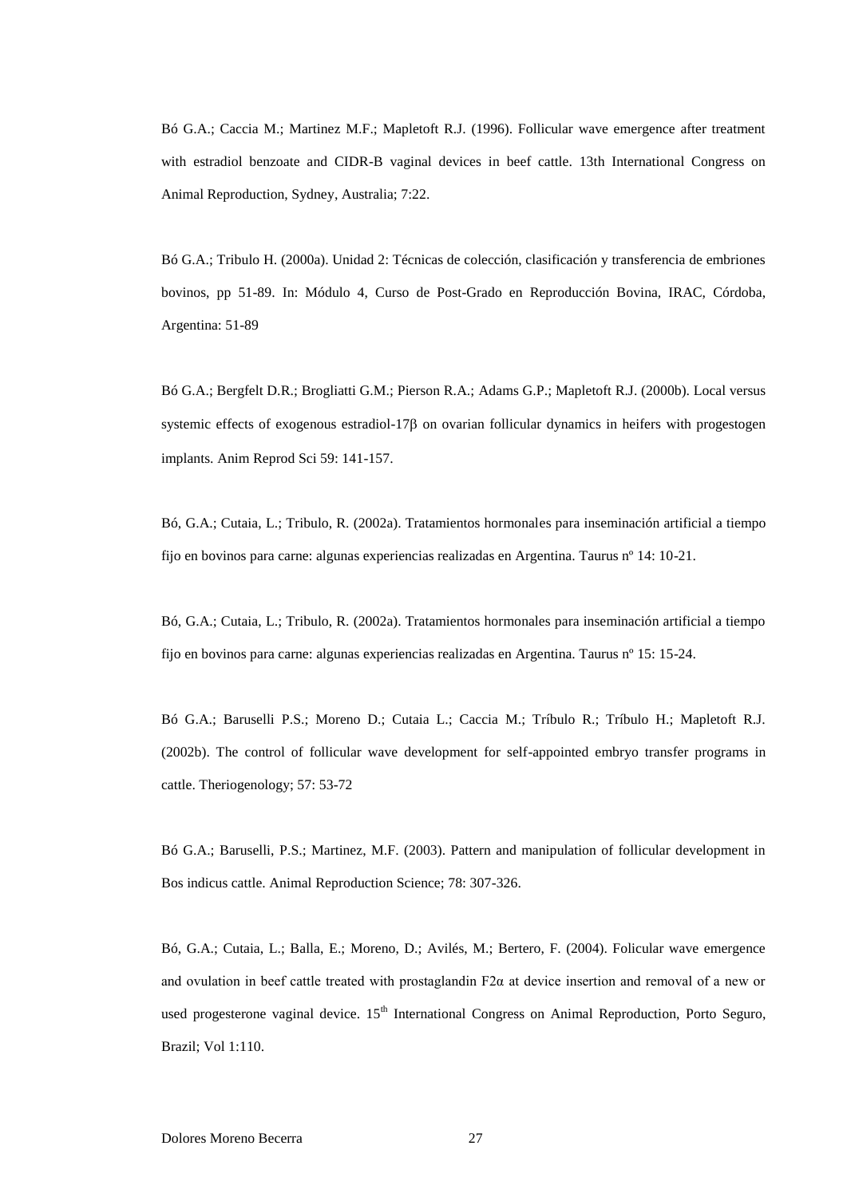Bó G.A.; Caccia M.; Martinez M.F.; Mapletoft R.J. (1996). Follicular wave emergence after treatment with estradiol benzoate and CIDR-B vaginal devices in beef cattle. 13th International Congress on Animal Reproduction, Sydney, Australia; 7:22.

Bó G.A.; Tribulo H. (2000a). Unidad 2: Técnicas de colección, clasificación y transferencia de embriones bovinos, pp 51-89. In: Módulo 4, Curso de Post-Grado en Reproducción Bovina, IRAC, Córdoba, Argentina: 51-89

Bó G.A.; Bergfelt D.R.; Brogliatti G.M.; Pierson R.A.; Adams G.P.; Mapletoft R.J. (2000b). Local versus systemic effects of exogenous estradiol-17β on ovarian follicular dynamics in heifers with progestogen implants. Anim Reprod Sci 59: 141-157.

Bó, G.A.; Cutaia, L.; Tribulo, R. (2002a). Tratamientos hormonales para inseminación artificial a tiempo fijo en bovinos para carne: algunas experiencias realizadas en Argentina. Taurus nº 14: 10-21.

Bó, G.A.; Cutaia, L.; Tribulo, R. (2002a). Tratamientos hormonales para inseminación artificial a tiempo fijo en bovinos para carne: algunas experiencias realizadas en Argentina. Taurus nº 15: 15-24.

Bó G.A.; Baruselli P.S.; Moreno D.; Cutaia L.; Caccia M.; Tríbulo R.; Tríbulo H.; Mapletoft R.J. (2002b). The control of follicular wave development for self-appointed embryo transfer programs in cattle. Theriogenology; 57: 53-72

Bó G.A.; Baruselli, P.S.; Martinez, M.F. (2003). Pattern and manipulation of follicular development in Bos indicus cattle. Animal Reproduction Science; 78: 307-326.

Bó, G.A.; Cutaia, L.; Balla, E.; Moreno, D.; Avilés, M.; Bertero, F. (2004). Folicular wave emergence and ovulation in beef cattle treated with prostaglandin F2α at device insertion and removal of a new or used progesterone vaginal device. 15th International Congress on Animal Reproduction, Porto Seguro, Brazil; Vol 1:110.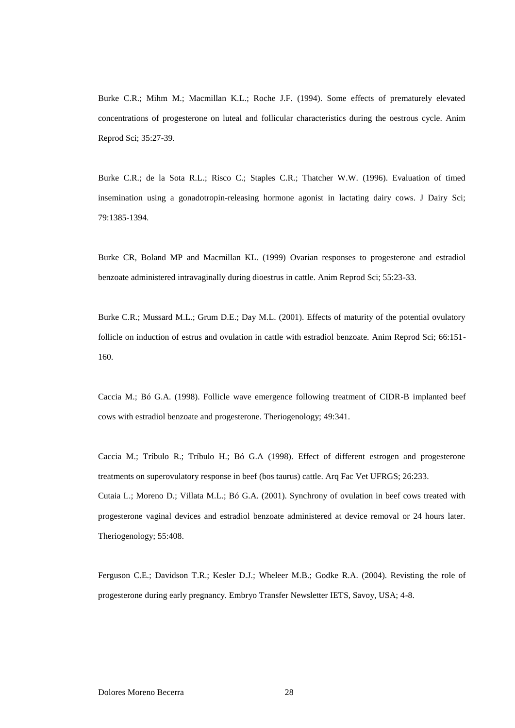Burke C.R.; Mihm M.; Macmillan K.L.; Roche J.F. (1994). Some effects of prematurely elevated concentrations of progesterone on luteal and follicular characteristics during the oestrous cycle. Anim Reprod Sci; 35:27-39.

Burke C.R.; de la Sota R.L.; Risco C.; Staples C.R.; Thatcher W.W. (1996). Evaluation of timed insemination using a gonadotropin-releasing hormone agonist in lactating dairy cows. J Dairy Sci; 79:1385-1394.

Burke CR, Boland MP and Macmillan KL. (1999) Ovarian responses to progesterone and estradiol benzoate administered intravaginally during dioestrus in cattle. Anim Reprod Sci; 55:23-33.

Burke C.R.; Mussard M.L.; Grum D.E.; Day M.L. (2001). Effects of maturity of the potential ovulatory follicle on induction of estrus and ovulation in cattle with estradiol benzoate. Anim Reprod Sci; 66:151-160.

Caccia M.; Bó G.A. (1998). Follicle wave emergence following treatment of CIDR-B implanted beef cows with estradiol benzoate and progesterone. Theriogenology; 49:341.

Caccia M.; Tríbulo R.; Tríbulo H.; Bó G.A (1998). Effect of different estrogen and progesterone treatments on superovulatory response in beef (bos taurus) cattle. Arq Fac Vet UFRGS; 26:233.

Cutaia L.; Moreno D.; Villata M.L.; Bó G.A. (2001). Synchrony of ovulation in beef cows treated with progesterone vaginal devices and estradiol benzoate administered at device removal or 24 hours later. Theriogenology; 55:408.

Ferguson C.E.; Davidson T.R.; Kesler D.J.; Wheleer M.B.; Godke R.A. (2004). Revisting the role of progesterone during early pregnancy. Embryo Transfer Newsletter IETS, Savoy, USA; 4-8.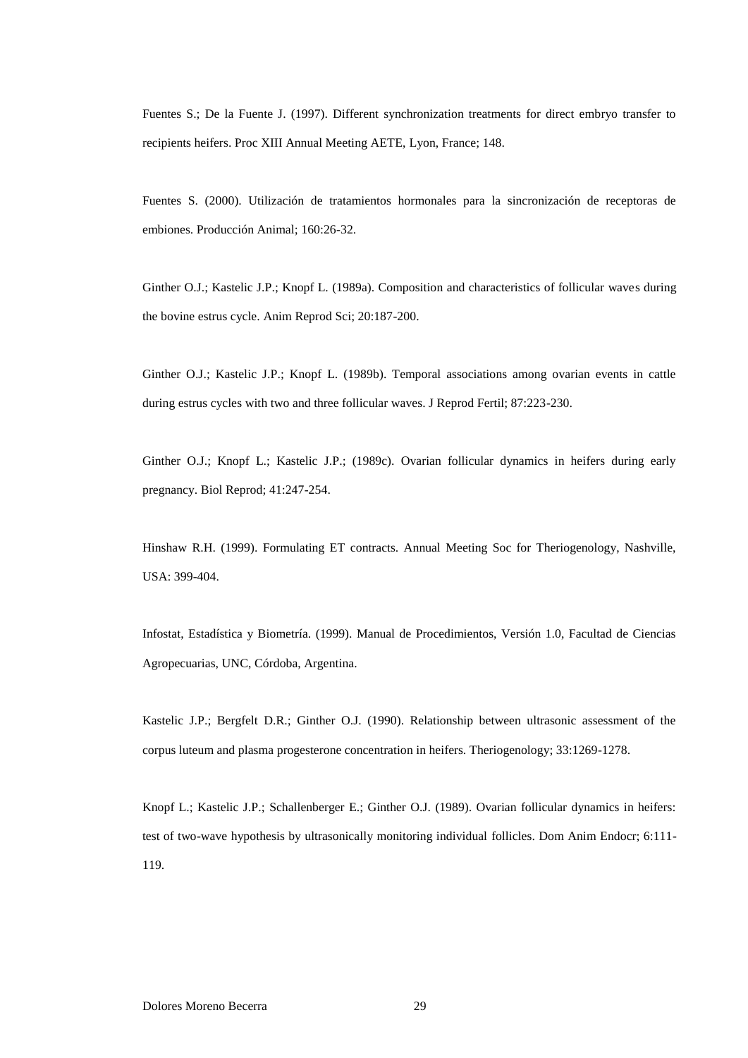Fuentes S.; De la Fuente J. (1997). Different synchronization treatments for direct embryo transfer to recipients heifers. Proc XIII Annual Meeting AETE, Lyon, France; 148.

Fuentes S. (2000). Utilización de tratamientos hormonales para la sincronización de receptoras de embiones. Producción Animal; 160:26-32.

Ginther O.J.; Kastelic J.P.; Knopf L. (1989a). Composition and characteristics of follicular waves during the bovine estrus cycle. Anim Reprod Sci; 20:187-200.

Ginther O.J.; Kastelic J.P.; Knopf L. (1989b). Temporal associations among ovarian events in cattle during estrus cycles with two and three follicular waves. J Reprod Fertil; 87:223-230.

Ginther O.J.; Knopf L.; Kastelic J.P.; (1989c). Ovarian follicular dynamics in heifers during early pregnancy. Biol Reprod; 41:247-254.

Hinshaw R.H. (1999). Formulating ET contracts. Annual Meeting Soc for Theriogenology, Nashville, USA: 399-404.

Infostat, Estadística y Biometría. (1999). Manual de Procedimientos, Versión 1.0, Facultad de Ciencias Agropecuarias, UNC, Córdoba, Argentina.

Kastelic J.P.; Bergfelt D.R.; Ginther O.J. (1990). Relationship between ultrasonic assessment of the corpus luteum and plasma progesterone concentration in heifers. Theriogenology; 33:1269-1278.

Knopf L.; Kastelic J.P.; Schallenberger E.; Ginther O.J. (1989). Ovarian follicular dynamics in heifers: test of two-wave hypothesis by ultrasonically monitoring individual follicles. Dom Anim Endocr; 6:111-119.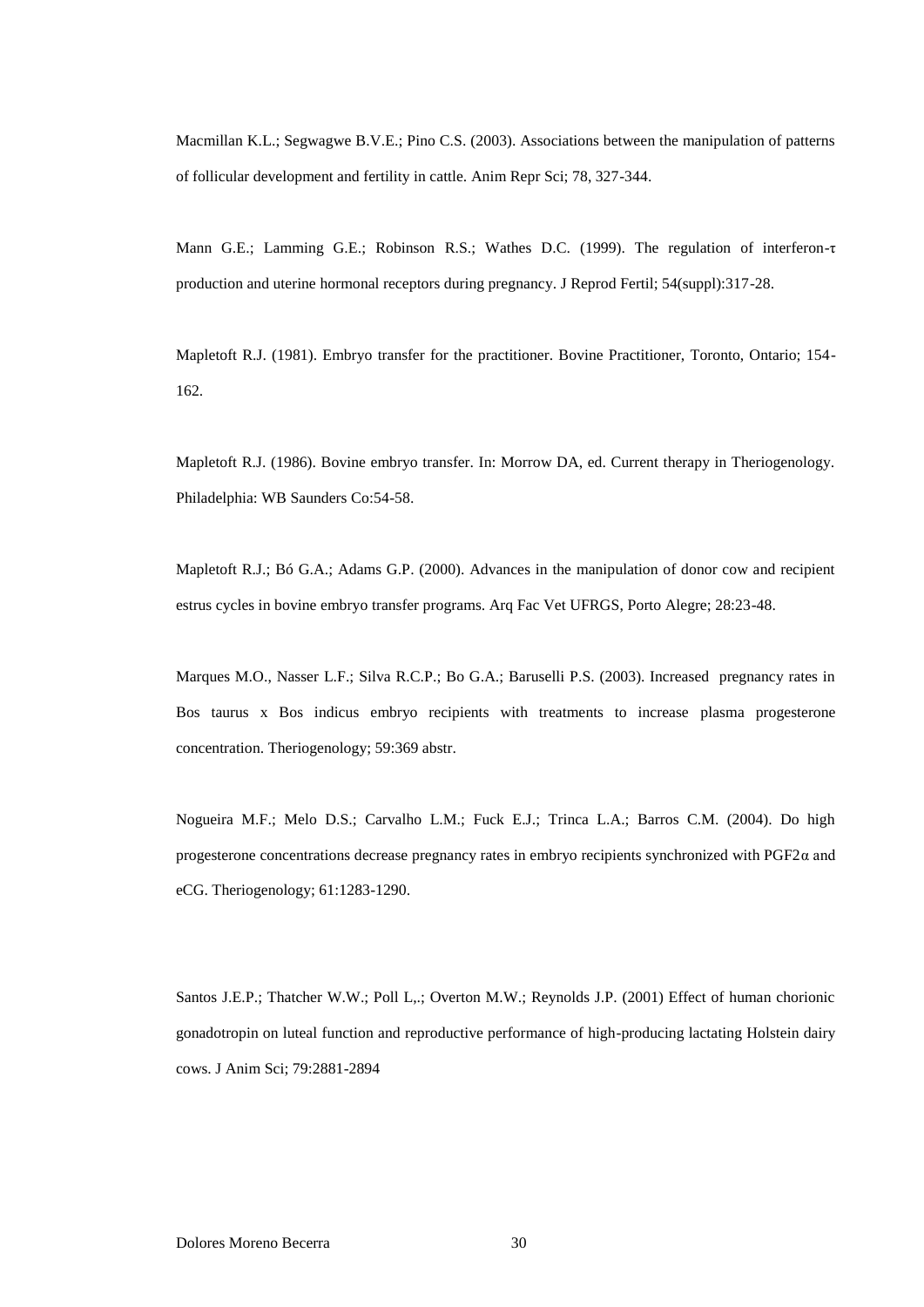Macmillan K.L.; Segwagwe B.V.E.; Pino C.S. (2003). Associations between the manipulation of patterns of follicular development and fertility in cattle. Anim Repr Sci; 78, 327-344.

Mann G.E.; Lamming G.E.; Robinson R.S.; Wathes D.C. (1999). The regulation of interferon-τ production and uterine hormonal receptors during pregnancy. J Reprod Fertil; 54(suppl):317-28.

Mapletoft R.J. (1981). Embryo transfer for the practitioner. Bovine Practitioner, Toronto, Ontario; 154-162.

Mapletoft R.J. (1986). Bovine embryo transfer. In: Morrow DA, ed. Current therapy in Theriogenology. Philadelphia: WB Saunders Co:54-58.

Mapletoft R.J.; Bó G.A.; Adams G.P. (2000). Advances in the manipulation of donor cow and recipient estrus cycles in bovine embryo transfer programs. Arq Fac Vet UFRGS, Porto Alegre; 28:23-48.

Marques M.O., Nasser L.F.; Silva R.C.P.; Bo G.A.; Baruselli P.S. (2003). Increased pregnancy rates in Bos taurus x Bos indicus embryo recipients with treatments to increase plasma progesterone concentration. Theriogenology; 59:369 abstr.

Nogueira M.F.; Melo D.S.; Carvalho L.M.; Fuck E.J.; Trinca L.A.; Barros C.M. (2004). Do high progesterone concentrations decrease pregnancy rates in embryo recipients synchronized with $PGF2\alpha$ and eCG. Theriogenology; 61:1283-1290.

Santos J.E.P.; Thatcher W.W.; Poll L,.; Overton M.W.; Reynolds J.P. (2001) Effect of human chorionic gonadotropin on luteal function and reproductive performance of high-producing lactating Holstein dairy cows. J Anim Sci; 79:2881-2894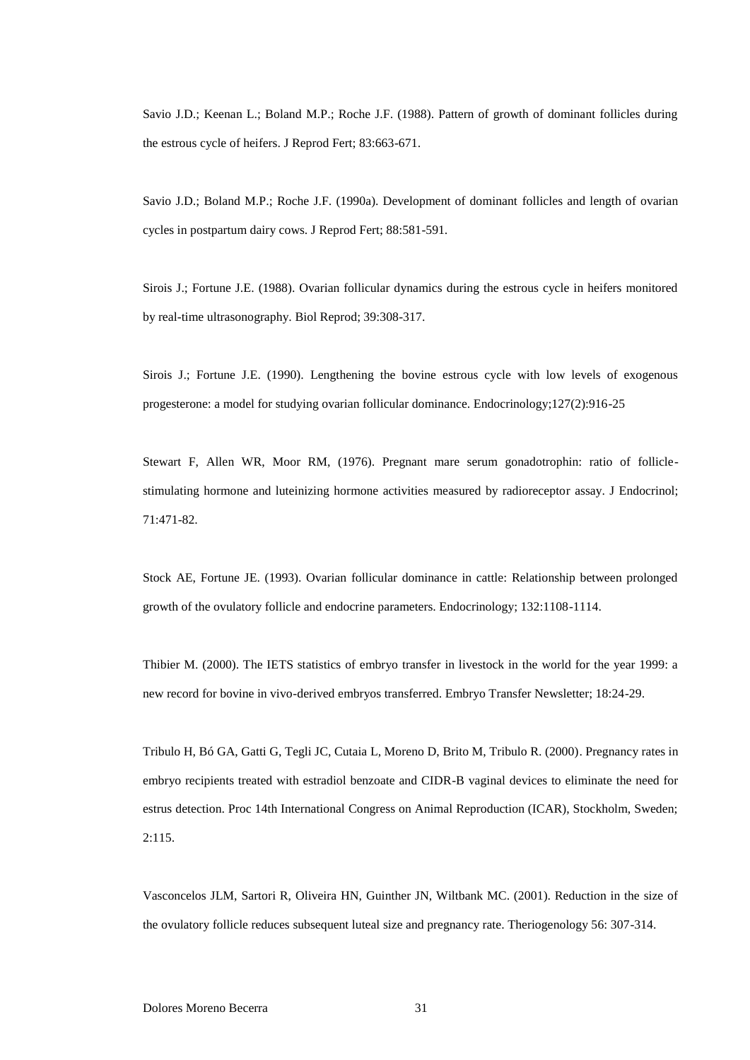Savio J.D.; Keenan L.; Boland M.P.; Roche J.F. (1988). Pattern of growth of dominant follicles during the estrous cycle of heifers. J Reprod Fert; 83:663-671.

Savio J.D.; Boland M.P.; Roche J.F. (1990a). Development of dominant follicles and length of ovarian cycles in postpartum dairy cows. J Reprod Fert; 88:581-591.

Sirois J.; Fortune J.E. (1988). Ovarian follicular dynamics during the estrous cycle in heifers monitored by real-time ultrasonography. Biol Reprod; 39:308-317.

Sirois J.; Fortune J.E. (1990). Lengthening the bovine estrous cycle with low levels of exogenous progesterone: a model for studying ovarian follicular dominance. Endocrinology;127(2):916-25

Stewart F, Allen WR, Moor RM, (1976). Pregnant mare serum gonadotrophin: ratio of follicle-stimulating hormone and luteinizing hormone activities measured by radioreceptor assay. J Endocrinol; 71:471-82.

Stock AE, Fortune JE. (1993). Ovarian follicular dominance in cattle: Relationship between prolonged growth of the ovulatory follicle and endocrine parameters. Endocrinology; 132:1108-1114.

Thibier M. (2000). The IETS statistics of embryo transfer in livestock in the world for the year 1999: a new record for bovine in vivo-derived embryos transferred. Embryo Transfer Newsletter; 18:24-29.

Tribulo H, Bó GA, Gatti G, Tegli JC, Cutaia L, Moreno D, Brito M, Tribulo R. (2000). Pregnancy rates in embryo recipients treated with estradiol benzoate and CIDR-B vaginal devices to eliminate the need for estrus detection. Proc 14th International Congress on Animal Reproduction (ICAR), Stockholm, Sweden; 2:115.

Vasconcelos JLM, Sartori R, Oliveira HN, Guinther JN, Wiltbank MC. (2001). Reduction in the size of the ovulatory follicle reduces subsequent luteal size and pregnancy rate. Theriogenology 56: 307-314.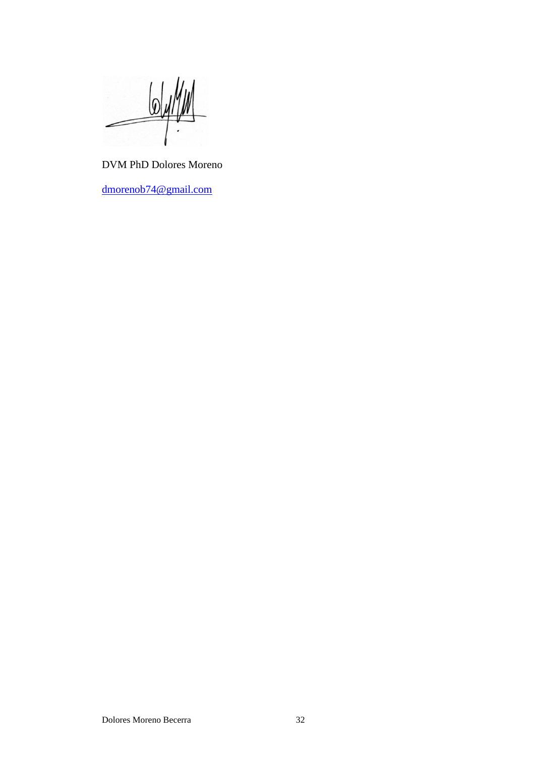DVM PhD Dolores Moreno

dmorenob74@gmail.com